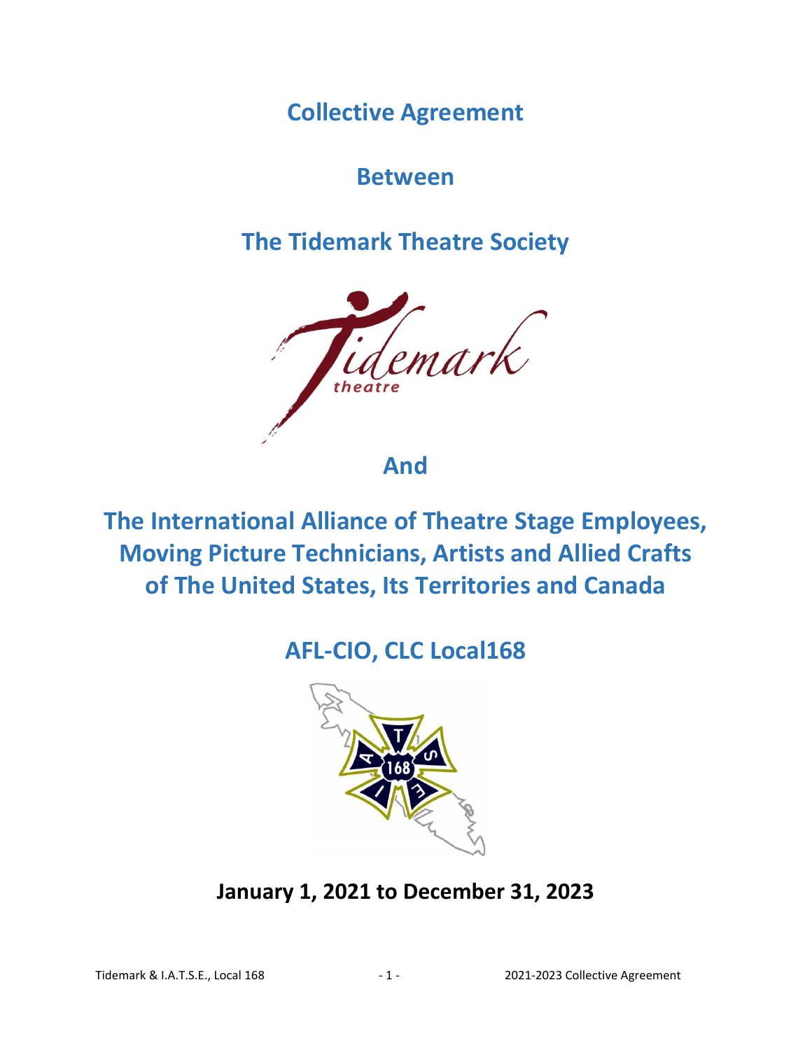# Collective Agreement

# Between

# The Tidemark Theatre Society

# And

# The International Alliance of Theatre Stage Employees, Moving Picture Technicians, Artists and Allied Crafts of The United States, Its Territories and Canada

# AFL-CIO, CLC Local168

**January 1, 2021 to December 31, 2023**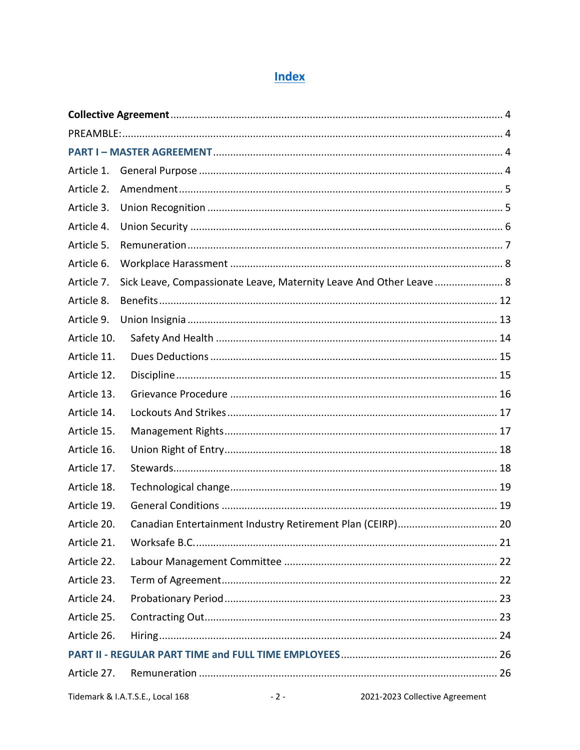# Index

| | | |
|---|---|---|
| **Collective Agreement** | | 4 |
| PREAMBLE: | | 4 |
| **PART I – MASTER AGREEMENT** | | 4 |
| Article 1. | General Purpose | 4 |
| Article 2. | Amendment | 5 |
| Article 3. | Union Recognition | 5 |
| Article 4. | Union Security | 6 |
| Article 5. | Remuneration | 7 |
| Article 6. | Workplace Harassment | 8 |
| Article 7. | Sick Leave, Compassionate Leave, Maternity Leave And Other Leave | 8 |
| Article 8. | Benefits | 12 |
| Article 9. | Union Insignia | 13 |
| Article 10. | Safety And Health | 14 |
| Article 11. | Dues Deductions | 15 |
| Article 12. | Discipline | 15 |
| Article 13. | Grievance Procedure | 16 |
| Article 14. | Lockouts And Strikes | 17 |
| Article 15. | Management Rights | 17 |
| Article 16. | Union Right of Entry | 18 |
| Article 17. | Stewards | 18 |
| Article 18. | Technological change | 19 |
| Article 19. | General Conditions | 19 |
| Article 20. | Canadian Entertainment Industry Retirement Plan (CEIRP) | 20 |
| Article 21. | Worksafe B.C. | 21 |
| Article 22. | Labour Management Committee | 22 |
| Article 23. | Term of Agreement | 22 |
| Article 24. | Probationary Period | 23 |
| Article 25. | Contracting Out | 23 |
| Article 26. | Hiring | 24 |
| **PART II - REGULAR PART TIME and FULL TIME EMPLOYEES** | | 26 |
| Article 27. | Remuneration | 26 |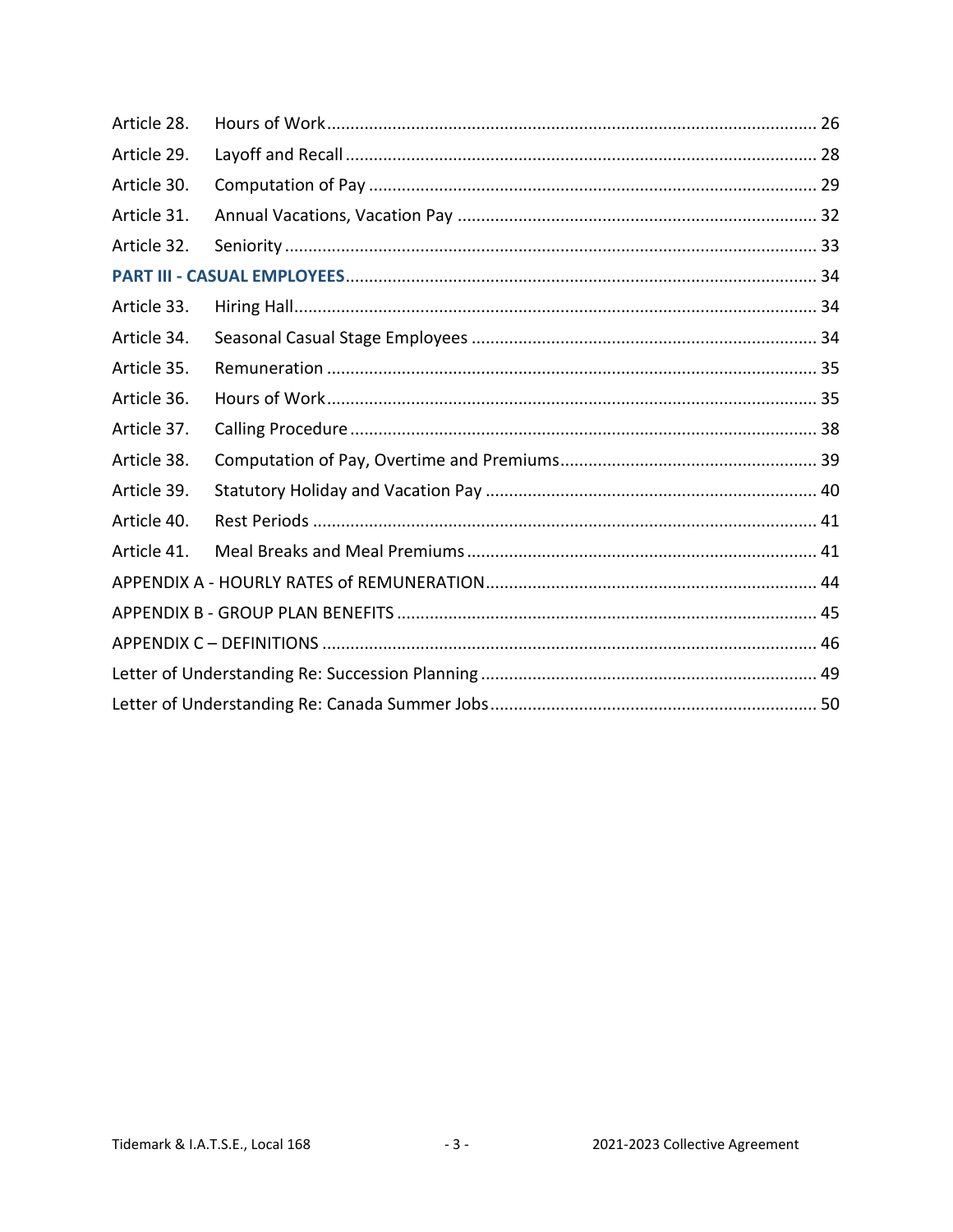| | | |
|---|---|---|
| Article 28. | Hours of Work | 26 |
| Article 29. | Layoff and Recall | 28 |
| Article 30. | Computation of Pay | 29 |
| Article 31. | Annual Vacations, Vacation Pay | 32 |
| Article 32. | Seniority | 33 |
| **PART III - CASUAL EMPLOYEES** | | 34 |
| Article 33. | Hiring Hall | 34 |
| Article 34. | Seasonal Casual Stage Employees | 34 |
| Article 35. | Remuneration | 35 |
| Article 36. | Hours of Work | 35 |
| Article 37. | Calling Procedure | 38 |
| Article 38. | Computation of Pay, Overtime and Premiums | 39 |
| Article 39. | Statutory Holiday and Vacation Pay | 40 |
| Article 40. | Rest Periods | 41 |
| Article 41. | Meal Breaks and Meal Premiums | 41 |
| APPENDIX A - HOURLY RATES of REMUNERATION | | 44 |
| APPENDIX B - GROUP PLAN BENEFITS | | 45 |
| APPENDIX C – DEFINITIONS | | 46 |
| Letter of Understanding Re: Succession Planning | | 49 |
| Letter of Understanding Re: Canada Summer Jobs | | 50 |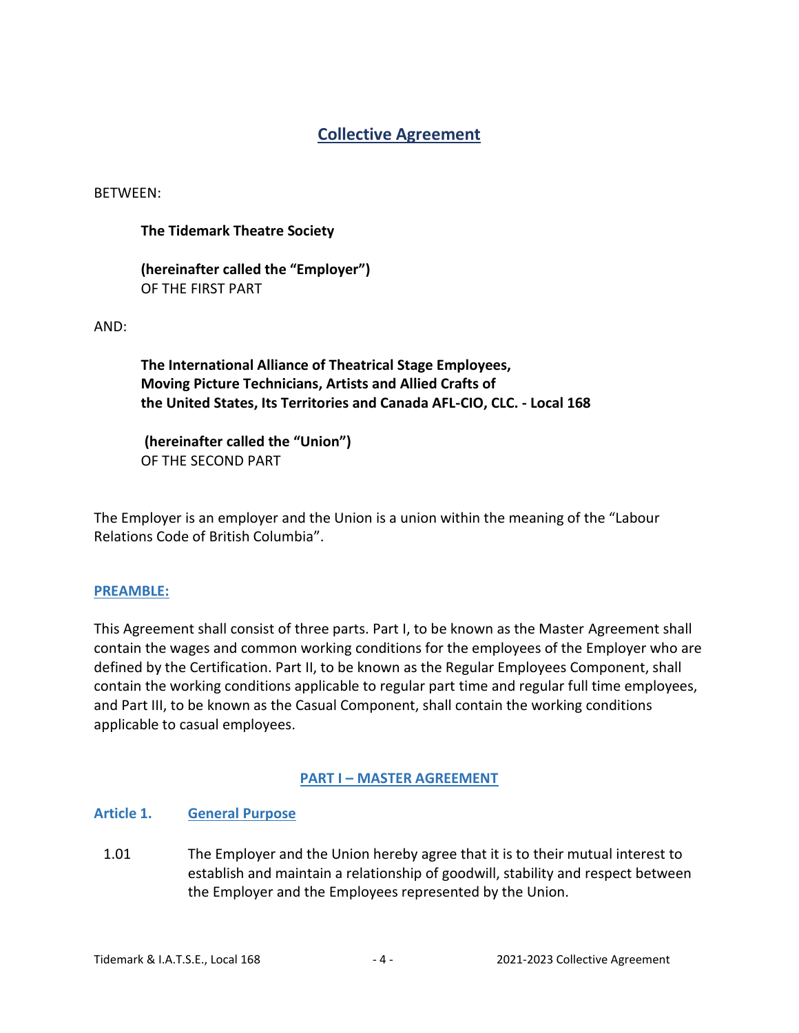# Collective Agreement

BETWEEN:

**The Tidemark Theatre Society**

**(hereinafter called the "Employer")**
OF THE FIRST PART

AND:

**The International Alliance of Theatrical Stage Employees, Moving Picture Technicians, Artists and Allied Crafts of the United States, Its Territories and Canada AFL-CIO, CLC. - Local 168**

**(hereinafter called the "Union")**
OF THE SECOND PART

The Employer is an employer and the Union is a union within the meaning of the "Labour Relations Code of British Columbia".

## PREAMBLE:

This Agreement shall consist of three parts. Part I, to be known as the Master Agreement shall contain the wages and common working conditions for the employees of the Employer who are defined by the Certification. Part II, to be known as the Regular Employees Component, shall contain the working conditions applicable to regular part time and regular full time employees, and Part III, to be known as the Casual Component, shall contain the working conditions applicable to casual employees.

## PART I – MASTER AGREEMENT

### Article 1. General Purpose

1.01 The Employer and the Union hereby agree that it is to their mutual interest to establish and maintain a relationship of goodwill, stability and respect between the Employer and the Employees represented by the Union.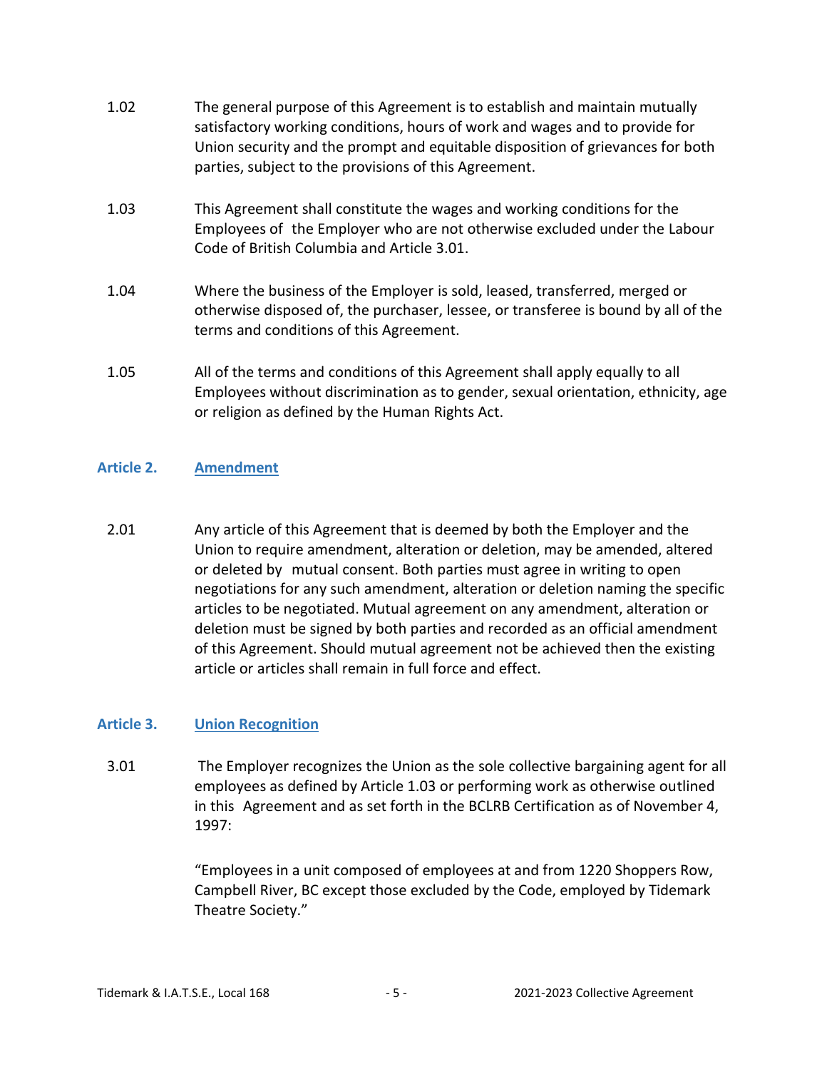1.02 The general purpose of this Agreement is to establish and maintain mutually satisfactory working conditions, hours of work and wages and to provide for Union security and the prompt and equitable disposition of grievances for both parties, subject to the provisions of this Agreement.

1.03 This Agreement shall constitute the wages and working conditions for the Employees of the Employer who are not otherwise excluded under the Labour Code of British Columbia and Article 3.01.

1.04 Where the business of the Employer is sold, leased, transferred, merged or otherwise disposed of, the purchaser, lessee, or transferee is bound by all of the terms and conditions of this Agreement.

1.05 All of the terms and conditions of this Agreement shall apply equally to all Employees without discrimination as to gender, sexual orientation, ethnicity, age or religion as defined by the Human Rights Act.

## Article 2. Amendment

2.01 Any article of this Agreement that is deemed by both the Employer and the Union to require amendment, alteration or deletion, may be amended, altered or deleted by mutual consent. Both parties must agree in writing to open negotiations for any such amendment, alteration or deletion naming the specific articles to be negotiated. Mutual agreement on any amendment, alteration or deletion must be signed by both parties and recorded as an official amendment of this Agreement. Should mutual agreement not be achieved then the existing article or articles shall remain in full force and effect.

## Article 3. Union Recognition

3.01 The Employer recognizes the Union as the sole collective bargaining agent for all employees as defined by Article 1.03 or performing work as otherwise outlined in this Agreement and as set forth in the BCLRB Certification as of November 4, 1997:

"Employees in a unit composed of employees at and from 1220 Shoppers Row, Campbell River, BC except those excluded by the Code, employed by Tidemark Theatre Society."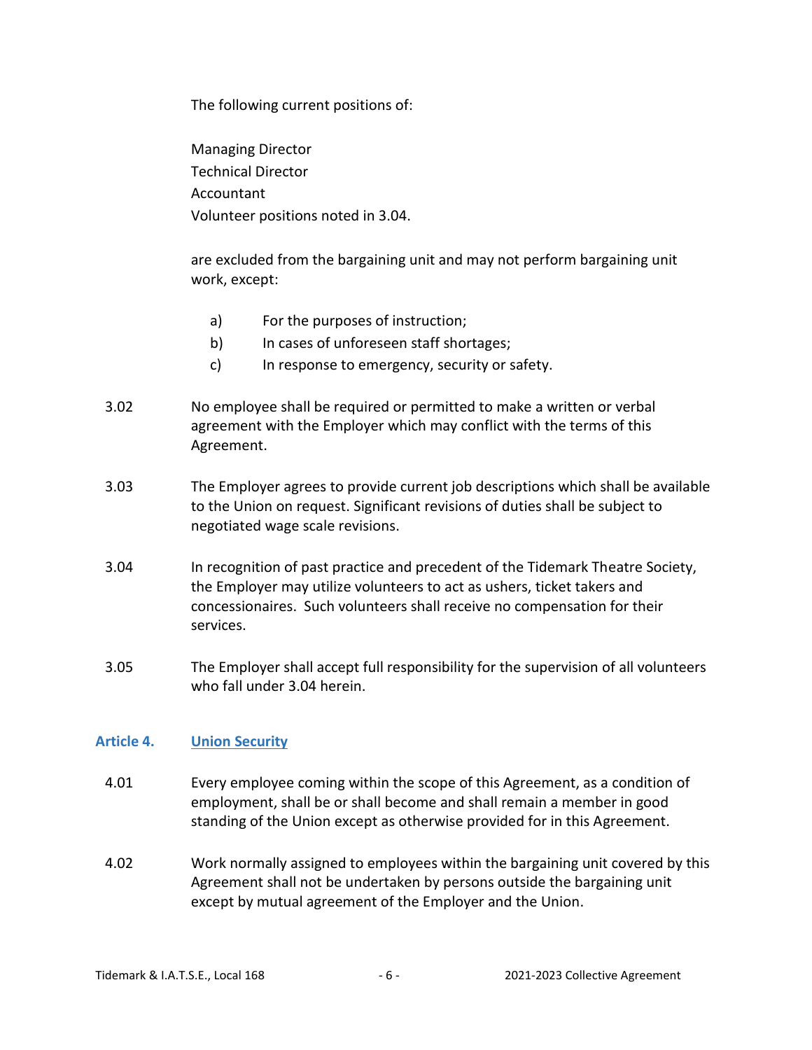The following current positions of:

Managing Director
Technical Director
Accountant
Volunteer positions noted in 3.04.

are excluded from the bargaining unit and may not perform bargaining unit work, except:

a) For the purposes of instruction;
b) In cases of unforeseen staff shortages;
c) In response to emergency, security or safety.

3.02 No employee shall be required or permitted to make a written or verbal agreement with the Employer which may conflict with the terms of this Agreement.

3.03 The Employer agrees to provide current job descriptions which shall be available to the Union on request. Significant revisions of duties shall be subject to negotiated wage scale revisions.

3.04 In recognition of past practice and precedent of the Tidemark Theatre Society, the Employer may utilize volunteers to act as ushers, ticket takers and concessionaires. Such volunteers shall receive no compensation for their services.

3.05 The Employer shall accept full responsibility for the supervision of all volunteers who fall under 3.04 herein.

## Article 4. Union Security

4.01 Every employee coming within the scope of this Agreement, as a condition of employment, shall be or shall become and shall remain a member in good standing of the Union except as otherwise provided for in this Agreement.

4.02 Work normally assigned to employees within the bargaining unit covered by this Agreement shall not be undertaken by persons outside the bargaining unit except by mutual agreement of the Employer and the Union.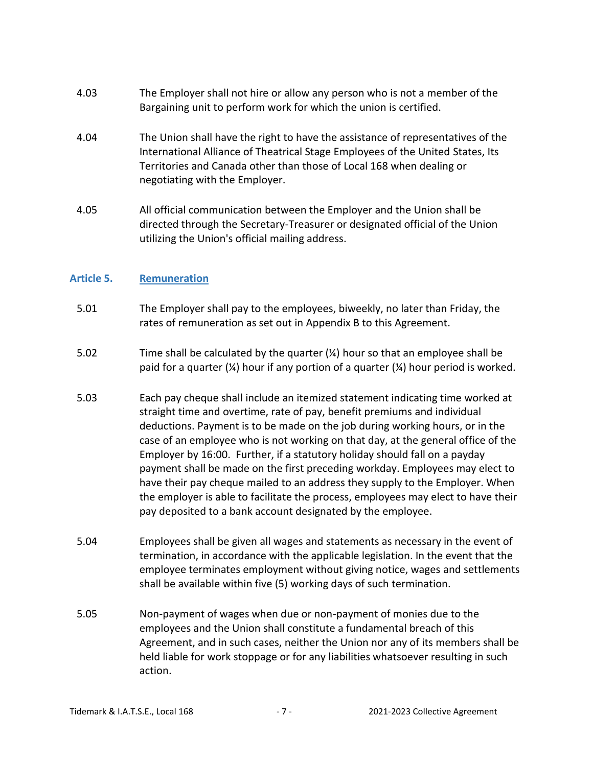4.03 The Employer shall not hire or allow any person who is not a member of the Bargaining unit to perform work for which the union is certified.

4.04 The Union shall have the right to have the assistance of representatives of the International Alliance of Theatrical Stage Employees of the United States, Its Territories and Canada other than those of Local 168 when dealing or negotiating with the Employer.

4.05 All official communication between the Employer and the Union shall be directed through the Secretary-Treasurer or designated official of the Union utilizing the Union's official mailing address.

## Article 5. Remuneration

5.01 The Employer shall pay to the employees, biweekly, no later than Friday, the rates of remuneration as set out in Appendix B to this Agreement.

5.02 Time shall be calculated by the quarter (¼) hour so that an employee shall be paid for a quarter (¼) hour if any portion of a quarter (¼) hour period is worked.

5.03 Each pay cheque shall include an itemized statement indicating time worked at straight time and overtime, rate of pay, benefit premiums and individual deductions. Payment is to be made on the job during working hours, or in the case of an employee who is not working on that day, at the general office of the Employer by 16:00. Further, if a statutory holiday should fall on a payday payment shall be made on the first preceding workday. Employees may elect to have their pay cheque mailed to an address they supply to the Employer. When the employer is able to facilitate the process, employees may elect to have their pay deposited to a bank account designated by the employee.

5.04 Employees shall be given all wages and statements as necessary in the event of termination, in accordance with the applicable legislation. In the event that the employee terminates employment without giving notice, wages and settlements shall be available within five (5) working days of such termination.

5.05 Non-payment of wages when due or non-payment of monies due to the employees and the Union shall constitute a fundamental breach of this Agreement, and in such cases, neither the Union nor any of its members shall be held liable for work stoppage or for any liabilities whatsoever resulting in such action.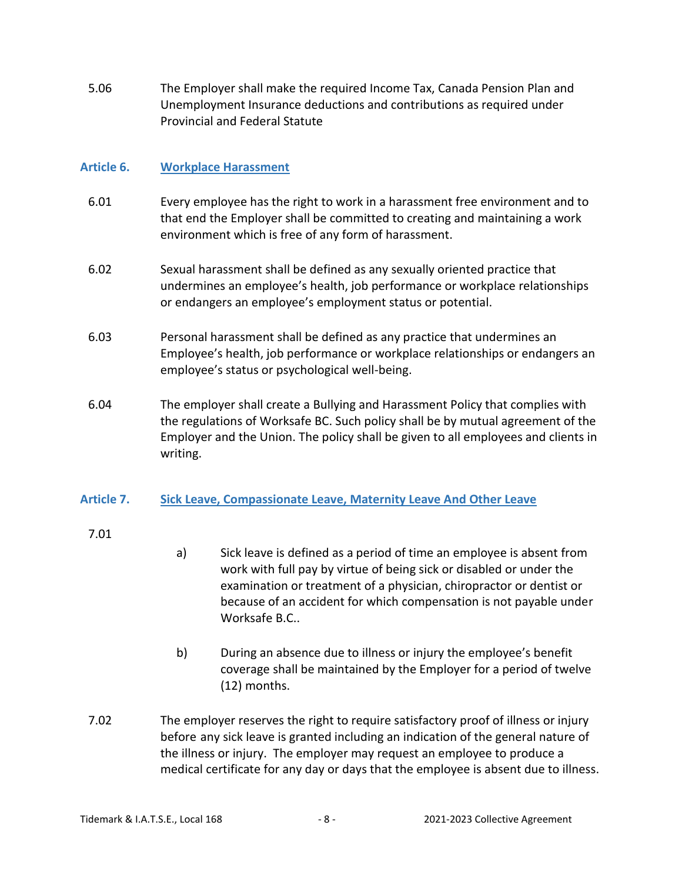5.06 The Employer shall make the required Income Tax, Canada Pension Plan and Unemployment Insurance deductions and contributions as required under Provincial and Federal Statute

## Article 6. Workplace Harassment

6.01 Every employee has the right to work in a harassment free environment and to that end the Employer shall be committed to creating and maintaining a work environment which is free of any form of harassment.

6.02 Sexual harassment shall be defined as any sexually oriented practice that undermines an employee's health, job performance or workplace relationships or endangers an employee's employment status or potential.

6.03 Personal harassment shall be defined as any practice that undermines an Employee's health, job performance or workplace relationships or endangers an employee's status or psychological well-being.

6.04 The employer shall create a Bullying and Harassment Policy that complies with the regulations of Worksafe BC. Such policy shall be by mutual agreement of the Employer and the Union. The policy shall be given to all employees and clients in writing.

## Article 7. Sick Leave, Compassionate Leave, Maternity Leave And Other Leave

7.01

a) Sick leave is defined as a period of time an employee is absent from work with full pay by virtue of being sick or disabled or under the examination or treatment of a physician, chiropractor or dentist or because of an accident for which compensation is not payable under Worksafe B.C..

b) During an absence due to illness or injury the employee's benefit coverage shall be maintained by the Employer for a period of twelve (12) months.

7.02 The employer reserves the right to require satisfactory proof of illness or injury before any sick leave is granted including an indication of the general nature of the illness or injury. The employer may request an employee to produce a medical certificate for any day or days that the employee is absent due to illness.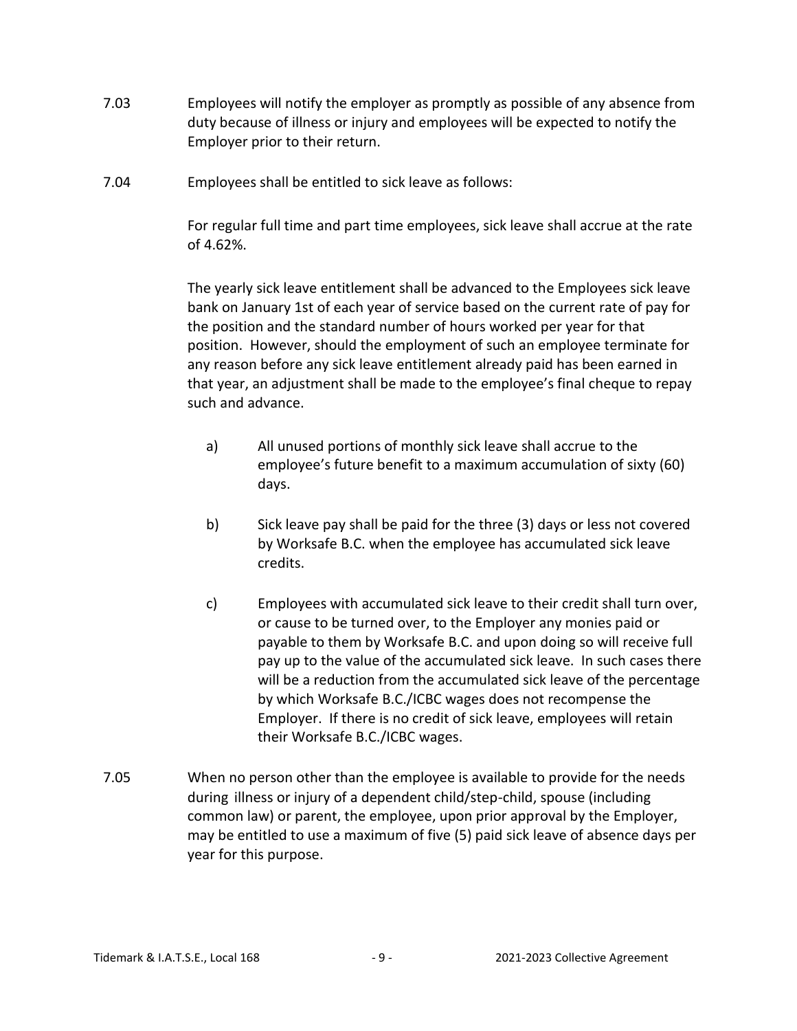7.03 Employees will notify the employer as promptly as possible of any absence from duty because of illness or injury and employees will be expected to notify the Employer prior to their return.

7.04 Employees shall be entitled to sick leave as follows:

For regular full time and part time employees, sick leave shall accrue at the rate of 4.62%.

The yearly sick leave entitlement shall be advanced to the Employees sick leave bank on January 1st of each year of service based on the current rate of pay for the position and the standard number of hours worked per year for that position. However, should the employment of such an employee terminate for any reason before any sick leave entitlement already paid has been earned in that year, an adjustment shall be made to the employee's final cheque to repay such and advance.

a) All unused portions of monthly sick leave shall accrue to the employee's future benefit to a maximum accumulation of sixty (60) days.

b) Sick leave pay shall be paid for the three (3) days or less not covered by Worksafe B.C. when the employee has accumulated sick leave credits.

c) Employees with accumulated sick leave to their credit shall turn over, or cause to be turned over, to the Employer any monies paid or payable to them by Worksafe B.C. and upon doing so will receive full pay up to the value of the accumulated sick leave. In such cases there will be a reduction from the accumulated sick leave of the percentage by which Worksafe B.C./ICBC wages does not recompense the Employer. If there is no credit of sick leave, employees will retain their Worksafe B.C./ICBC wages.

7.05 When no person other than the employee is available to provide for the needs during illness or injury of a dependent child/step-child, spouse (including common law) or parent, the employee, upon prior approval by the Employer, may be entitled to use a maximum of five (5) paid sick leave of absence days per year for this purpose.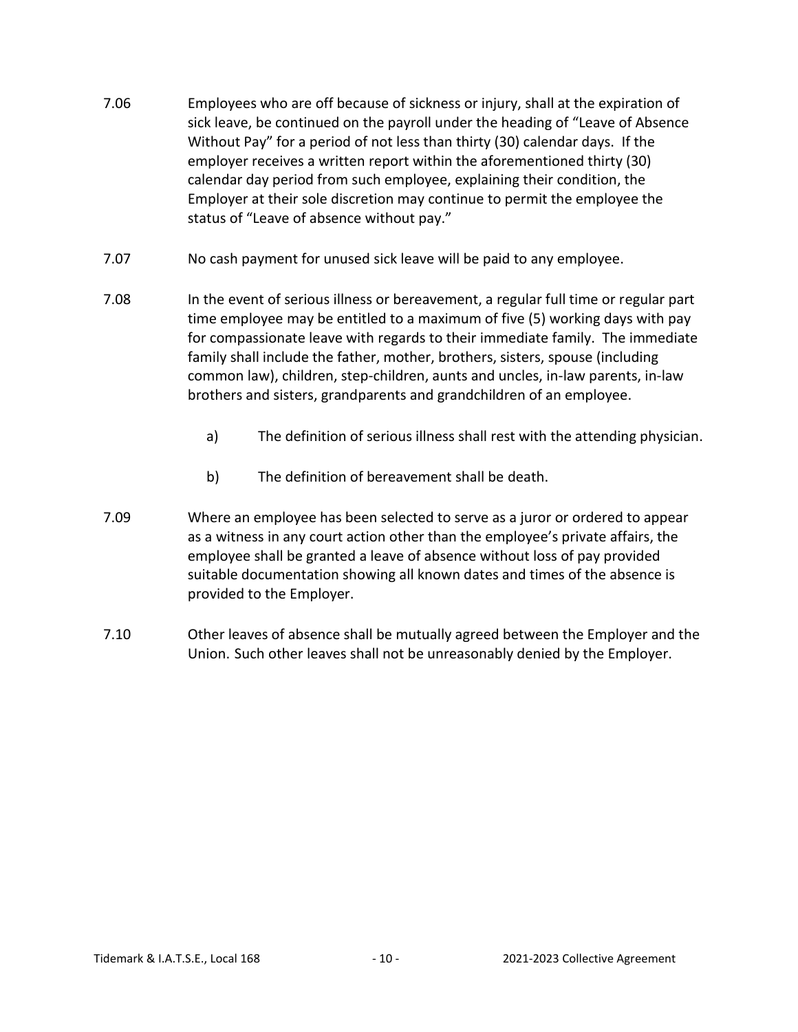7.06 Employees who are off because of sickness or injury, shall at the expiration of sick leave, be continued on the payroll under the heading of "Leave of Absence Without Pay" for a period of not less than thirty (30) calendar days. If the employer receives a written report within the aforementioned thirty (30) calendar day period from such employee, explaining their condition, the Employer at their sole discretion may continue to permit the employee the status of "Leave of absence without pay."

7.07 No cash payment for unused sick leave will be paid to any employee.

7.08 In the event of serious illness or bereavement, a regular full time or regular part time employee may be entitled to a maximum of five (5) working days with pay for compassionate leave with regards to their immediate family. The immediate family shall include the father, mother, brothers, sisters, spouse (including common law), children, step-children, aunts and uncles, in-law parents, in-law brothers and sisters, grandparents and grandchildren of an employee.

a) The definition of serious illness shall rest with the attending physician.

b) The definition of bereavement shall be death.

7.09 Where an employee has been selected to serve as a juror or ordered to appear as a witness in any court action other than the employee's private affairs, the employee shall be granted a leave of absence without loss of pay provided suitable documentation showing all known dates and times of the absence is provided to the Employer.

7.10 Other leaves of absence shall be mutually agreed between the Employer and the Union. Such other leaves shall not be unreasonably denied by the Employer.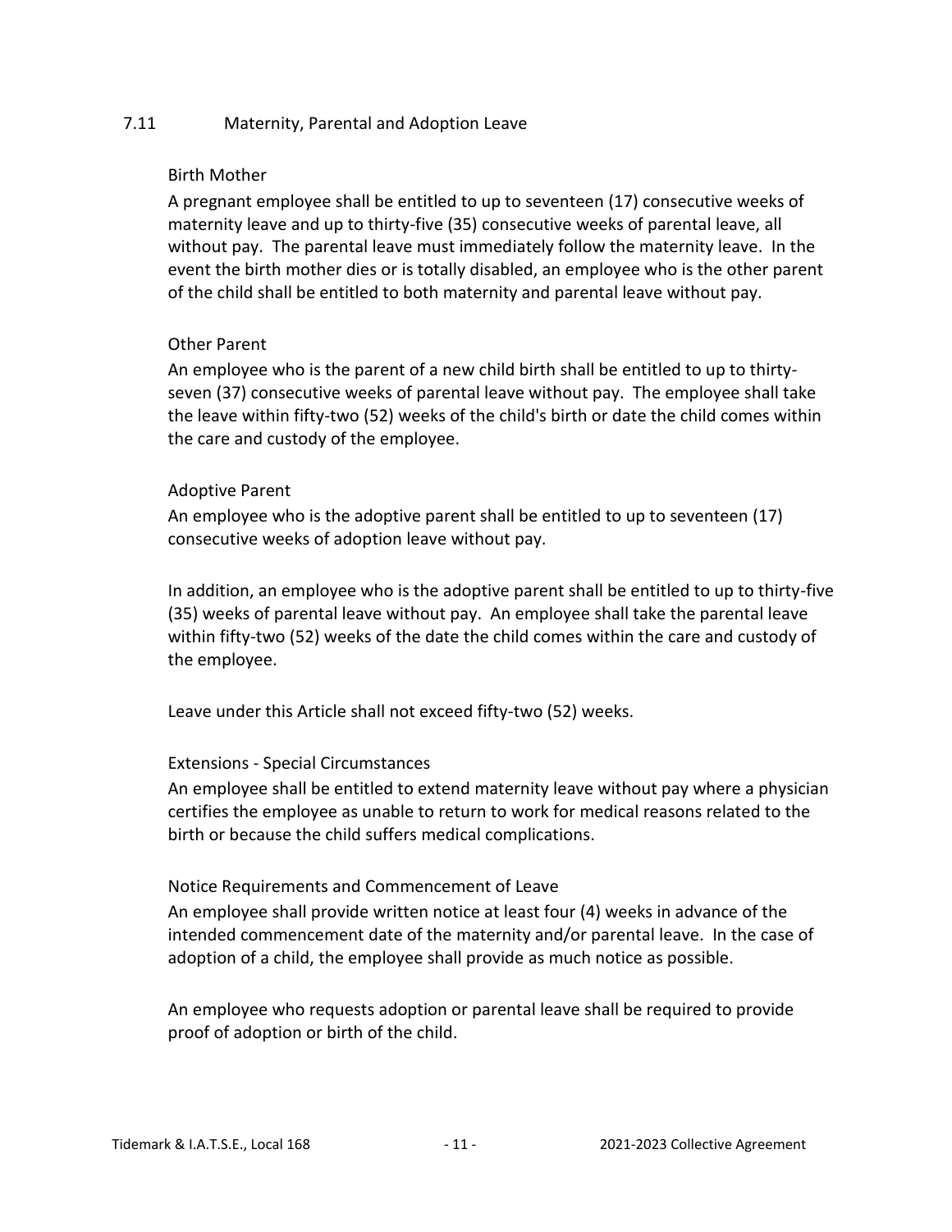## 7.11 Maternity, Parental and Adoption Leave

### Birth Mother

A pregnant employee shall be entitled to up to seventeen (17) consecutive weeks of maternity leave and up to thirty-five (35) consecutive weeks of parental leave, all without pay. The parental leave must immediately follow the maternity leave. In the event the birth mother dies or is totally disabled, an employee who is the other parent of the child shall be entitled to both maternity and parental leave without pay.

### Other Parent

An employee who is the parent of a new child birth shall be entitled to up to thirty-seven (37) consecutive weeks of parental leave without pay. The employee shall take the leave within fifty-two (52) weeks of the child's birth or date the child comes within the care and custody of the employee.

### Adoptive Parent

An employee who is the adoptive parent shall be entitled to up to seventeen (17) consecutive weeks of adoption leave without pay.

In addition, an employee who is the adoptive parent shall be entitled to up to thirty-five (35) weeks of parental leave without pay. An employee shall take the parental leave within fifty-two (52) weeks of the date the child comes within the care and custody of the employee.

Leave under this Article shall not exceed fifty-two (52) weeks.

### Extensions - Special Circumstances

An employee shall be entitled to extend maternity leave without pay where a physician certifies the employee as unable to return to work for medical reasons related to the birth or because the child suffers medical complications.

### Notice Requirements and Commencement of Leave

An employee shall provide written notice at least four (4) weeks in advance of the intended commencement date of the maternity and/or parental leave. In the case of adoption of a child, the employee shall provide as much notice as possible.

An employee who requests adoption or parental leave shall be required to provide proof of adoption or birth of the child.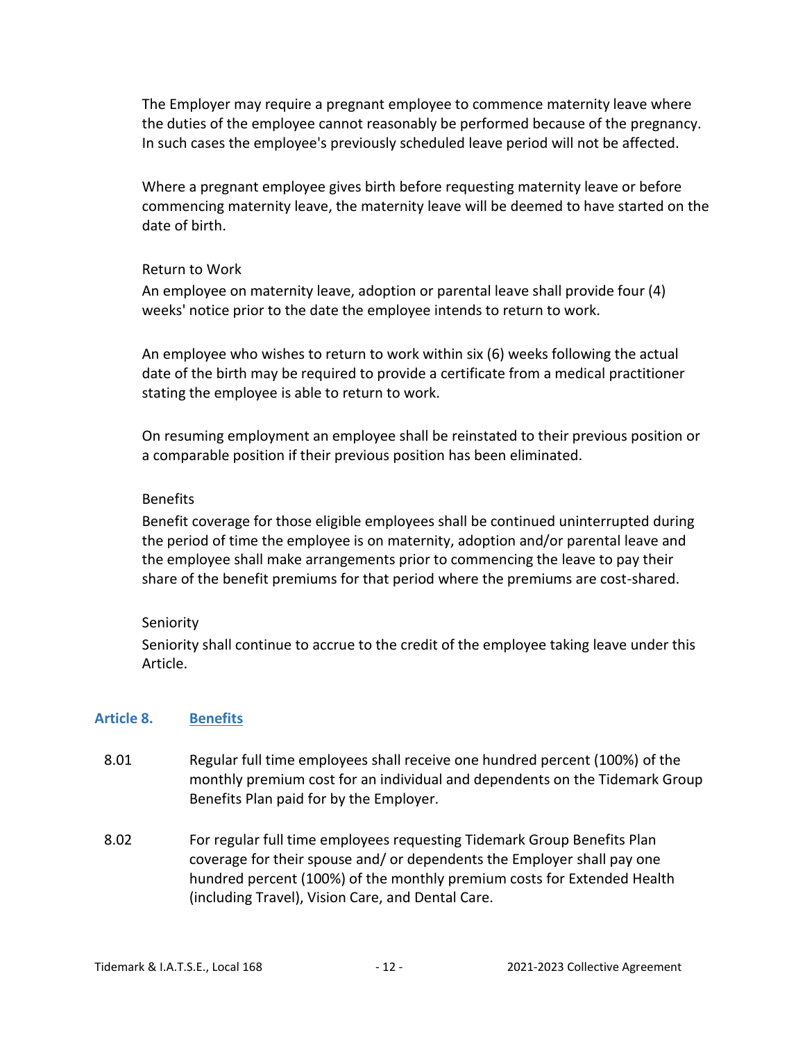The Employer may require a pregnant employee to commence maternity leave where the duties of the employee cannot reasonably be performed because of the pregnancy. In such cases the employee's previously scheduled leave period will not be affected.

Where a pregnant employee gives birth before requesting maternity leave or before commencing maternity leave, the maternity leave will be deemed to have started on the date of birth.

Return to Work

An employee on maternity leave, adoption or parental leave shall provide four (4) weeks' notice prior to the date the employee intends to return to work.

An employee who wishes to return to work within six (6) weeks following the actual date of the birth may be required to provide a certificate from a medical practitioner stating the employee is able to return to work.

On resuming employment an employee shall be reinstated to their previous position or a comparable position if their previous position has been eliminated.

Benefits

Benefit coverage for those eligible employees shall be continued uninterrupted during the period of time the employee is on maternity, adoption and/or parental leave and the employee shall make arrangements prior to commencing the leave to pay their share of the benefit premiums for that period where the premiums are cost-shared.

Seniority

Seniority shall continue to accrue to the credit of the employee taking leave under this Article.

## Article 8. Benefits

8.01 Regular full time employees shall receive one hundred percent (100%) of the monthly premium cost for an individual and dependents on the Tidemark Group Benefits Plan paid for by the Employer.

8.02 For regular full time employees requesting Tidemark Group Benefits Plan coverage for their spouse and/ or dependents the Employer shall pay one hundred percent (100%) of the monthly premium costs for Extended Health (including Travel), Vision Care, and Dental Care.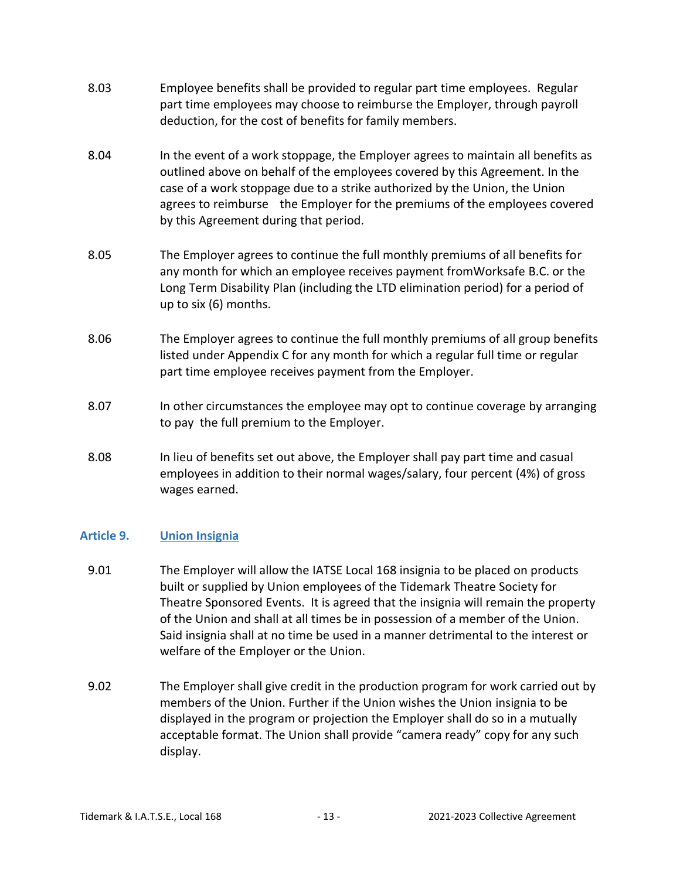8.03 Employee benefits shall be provided to regular part time employees. Regular part time employees may choose to reimburse the Employer, through payroll deduction, for the cost of benefits for family members.

8.04 In the event of a work stoppage, the Employer agrees to maintain all benefits as outlined above on behalf of the employees covered by this Agreement. In the case of a work stoppage due to a strike authorized by the Union, the Union agrees to reimburse the Employer for the premiums of the employees covered by this Agreement during that period.

8.05 The Employer agrees to continue the full monthly premiums of all benefits for any month for which an employee receives payment fromWorksafe B.C. or the Long Term Disability Plan (including the LTD elimination period) for a period of up to six (6) months.

8.06 The Employer agrees to continue the full monthly premiums of all group benefits listed under Appendix C for any month for which a regular full time or regular part time employee receives payment from the Employer.

8.07 In other circumstances the employee may opt to continue coverage by arranging to pay the full premium to the Employer.

8.08 In lieu of benefits set out above, the Employer shall pay part time and casual employees in addition to their normal wages/salary, four percent (4%) of gross wages earned.

## Article 9. Union Insignia

9.01 The Employer will allow the IATSE Local 168 insignia to be placed on products built or supplied by Union employees of the Tidemark Theatre Society for Theatre Sponsored Events. It is agreed that the insignia will remain the property of the Union and shall at all times be in possession of a member of the Union. Said insignia shall at no time be used in a manner detrimental to the interest or welfare of the Employer or the Union.

9.02 The Employer shall give credit in the production program for work carried out by members of the Union. Further if the Union wishes the Union insignia to be displayed in the program or projection the Employer shall do so in a mutually acceptable format. The Union shall provide "camera ready" copy for any such display.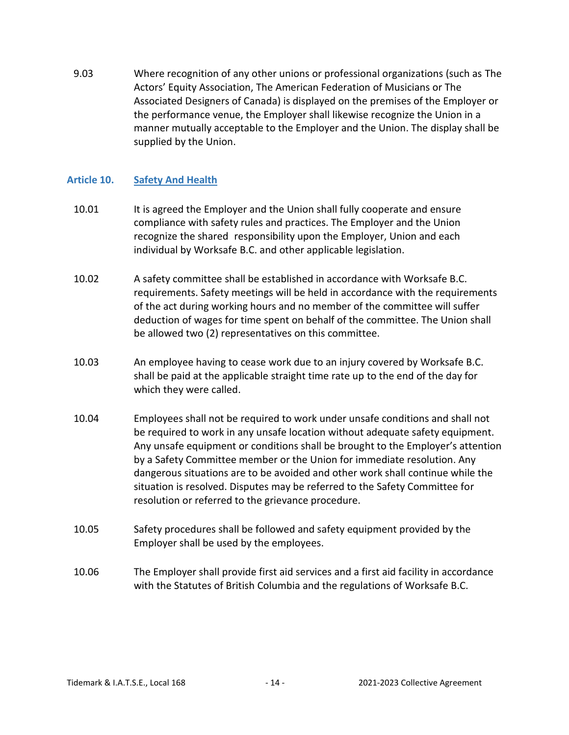9.03 Where recognition of any other unions or professional organizations (such as The Actors' Equity Association, The American Federation of Musicians or The Associated Designers of Canada) is displayed on the premises of the Employer or the performance venue, the Employer shall likewise recognize the Union in a manner mutually acceptable to the Employer and the Union. The display shall be supplied by the Union.

## Article 10. Safety And Health

10.01 It is agreed the Employer and the Union shall fully cooperate and ensure compliance with safety rules and practices. The Employer and the Union recognize the shared responsibility upon the Employer, Union and each individual by Worksafe B.C. and other applicable legislation.

10.02 A safety committee shall be established in accordance with Worksafe B.C. requirements. Safety meetings will be held in accordance with the requirements of the act during working hours and no member of the committee will suffer deduction of wages for time spent on behalf of the committee. The Union shall be allowed two (2) representatives on this committee.

10.03 An employee having to cease work due to an injury covered by Worksafe B.C. shall be paid at the applicable straight time rate up to the end of the day for which they were called.

10.04 Employees shall not be required to work under unsafe conditions and shall not be required to work in any unsafe location without adequate safety equipment. Any unsafe equipment or conditions shall be brought to the Employer's attention by a Safety Committee member or the Union for immediate resolution. Any dangerous situations are to be avoided and other work shall continue while the situation is resolved. Disputes may be referred to the Safety Committee for resolution or referred to the grievance procedure.

10.05 Safety procedures shall be followed and safety equipment provided by the Employer shall be used by the employees.

10.06 The Employer shall provide first aid services and a first aid facility in accordance with the Statutes of British Columbia and the regulations of Worksafe B.C.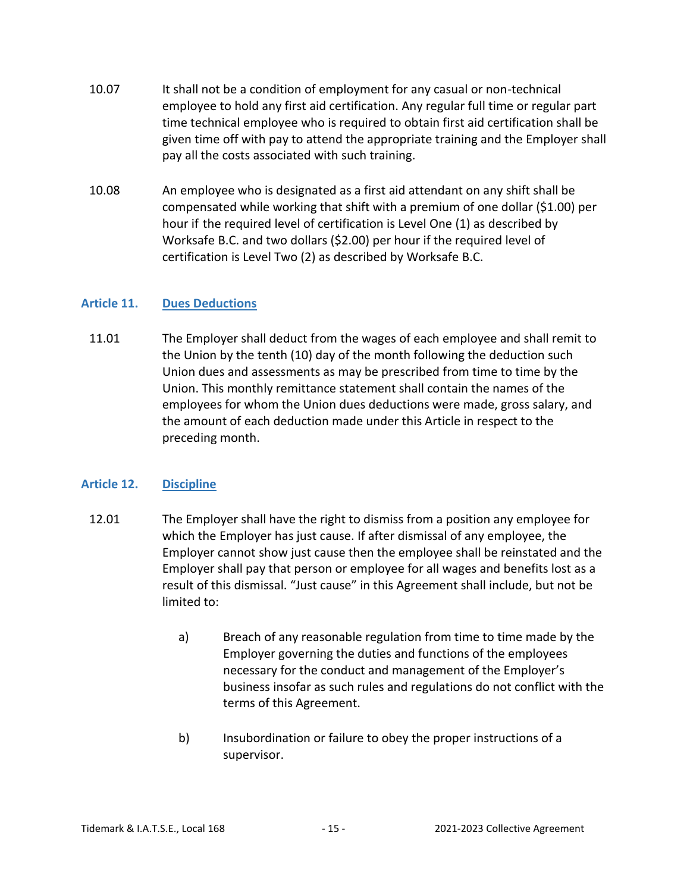10.07 It shall not be a condition of employment for any casual or non-technical employee to hold any first aid certification. Any regular full time or regular part time technical employee who is required to obtain first aid certification shall be given time off with pay to attend the appropriate training and the Employer shall pay all the costs associated with such training.

10.08 An employee who is designated as a first aid attendant on any shift shall be compensated while working that shift with a premium of one dollar ($1.00) per hour if the required level of certification is Level One (1) as described by Worksafe B.C. and two dollars ($2.00) per hour if the required level of certification is Level Two (2) as described by Worksafe B.C.

## Article 11. Dues Deductions

11.01 The Employer shall deduct from the wages of each employee and shall remit to the Union by the tenth (10) day of the month following the deduction such Union dues and assessments as may be prescribed from time to time by the Union. This monthly remittance statement shall contain the names of the employees for whom the Union dues deductions were made, gross salary, and the amount of each deduction made under this Article in respect to the preceding month.

## Article 12. Discipline

12.01 The Employer shall have the right to dismiss from a position any employee for which the Employer has just cause. If after dismissal of any employee, the Employer cannot show just cause then the employee shall be reinstated and the Employer shall pay that person or employee for all wages and benefits lost as a result of this dismissal. "Just cause" in this Agreement shall include, but not be limited to:

a) Breach of any reasonable regulation from time to time made by the Employer governing the duties and functions of the employees necessary for the conduct and management of the Employer's business insofar as such rules and regulations do not conflict with the terms of this Agreement.

b) Insubordination or failure to obey the proper instructions of a supervisor.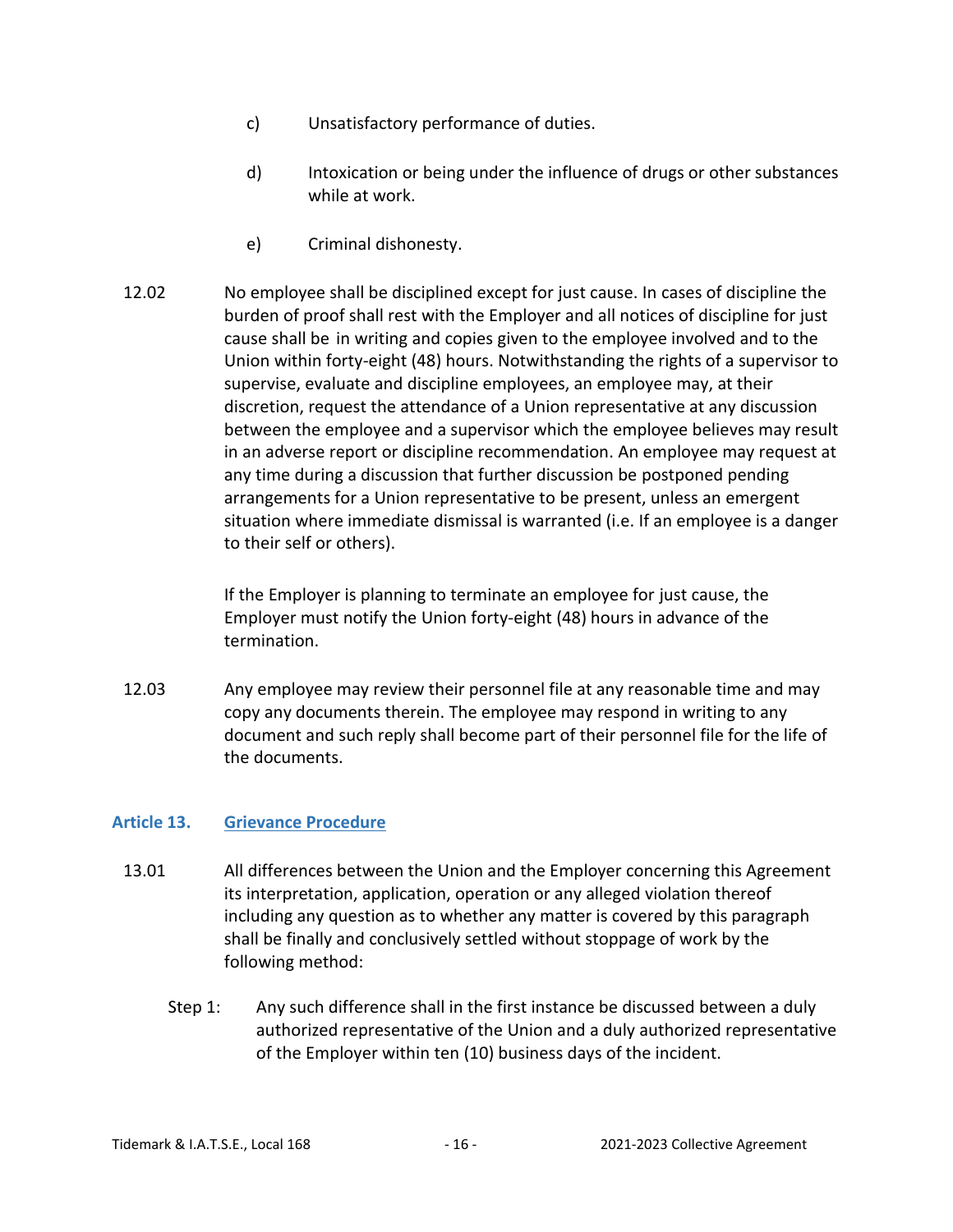c) Unsatisfactory performance of duties.

d) Intoxication or being under the influence of drugs or other substances while at work.

e) Criminal dishonesty.

12.02 No employee shall be disciplined except for just cause. In cases of discipline the burden of proof shall rest with the Employer and all notices of discipline for just cause shall be in writing and copies given to the employee involved and to the Union within forty-eight (48) hours. Notwithstanding the rights of a supervisor to supervise, evaluate and discipline employees, an employee may, at their discretion, request the attendance of a Union representative at any discussion between the employee and a supervisor which the employee believes may result in an adverse report or discipline recommendation. An employee may request at any time during a discussion that further discussion be postponed pending arrangements for a Union representative to be present, unless an emergent situation where immediate dismissal is warranted (i.e. If an employee is a danger to their self or others).

If the Employer is planning to terminate an employee for just cause, the Employer must notify the Union forty-eight (48) hours in advance of the termination.

12.03 Any employee may review their personnel file at any reasonable time and may copy any documents therein. The employee may respond in writing to any document and such reply shall become part of their personnel file for the life of the documents.

## Article 13. Grievance Procedure

13.01 All differences between the Union and the Employer concerning this Agreement its interpretation, application, operation or any alleged violation thereof including any question as to whether any matter is covered by this paragraph shall be finally and conclusively settled without stoppage of work by the following method:

Step 1: Any such difference shall in the first instance be discussed between a duly authorized representative of the Union and a duly authorized representative of the Employer within ten (10) business days of the incident.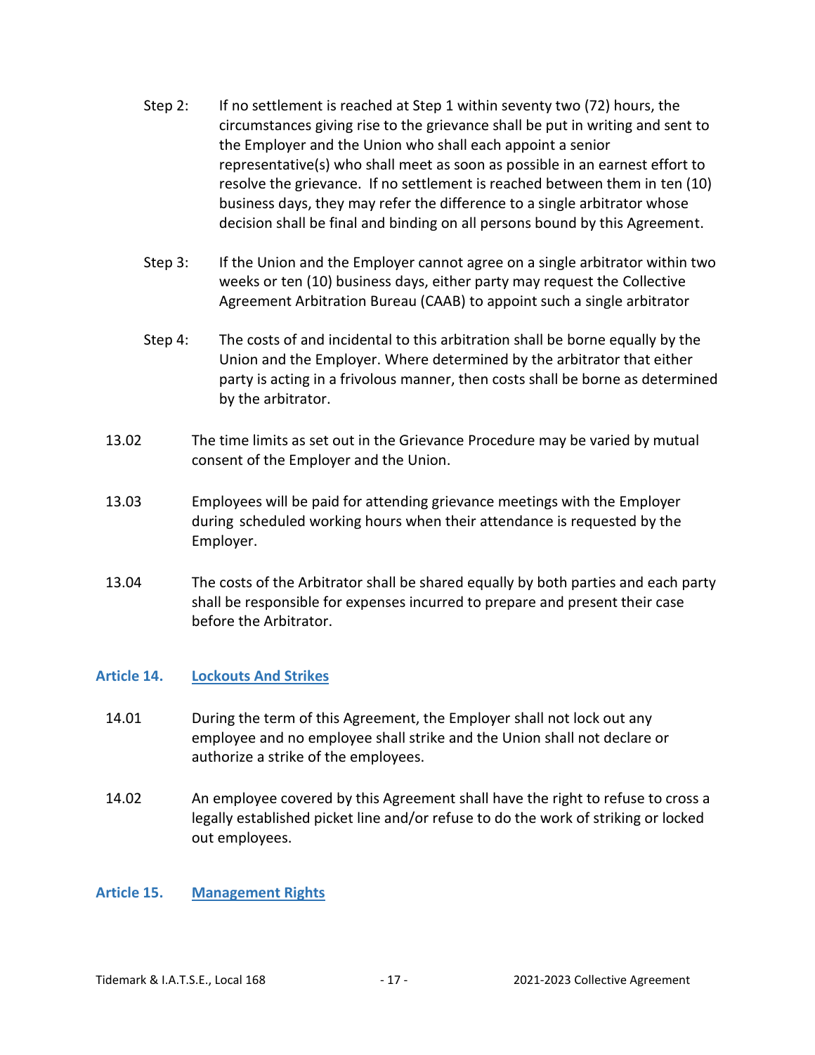Step 2: If no settlement is reached at Step 1 within seventy two (72) hours, the circumstances giving rise to the grievance shall be put in writing and sent to the Employer and the Union who shall each appoint a senior representative(s) who shall meet as soon as possible in an earnest effort to resolve the grievance. If no settlement is reached between them in ten (10) business days, they may refer the difference to a single arbitrator whose decision shall be final and binding on all persons bound by this Agreement.

Step 3: If the Union and the Employer cannot agree on a single arbitrator within two weeks or ten (10) business days, either party may request the Collective Agreement Arbitration Bureau (CAAB) to appoint such a single arbitrator

Step 4: The costs of and incidental to this arbitration shall be borne equally by the Union and the Employer. Where determined by the arbitrator that either party is acting in a frivolous manner, then costs shall be borne as determined by the arbitrator.

13.02 The time limits as set out in the Grievance Procedure may be varied by mutual consent of the Employer and the Union.

13.03 Employees will be paid for attending grievance meetings with the Employer during scheduled working hours when their attendance is requested by the Employer.

13.04 The costs of the Arbitrator shall be shared equally by both parties and each party shall be responsible for expenses incurred to prepare and present their case before the Arbitrator.

## Article 14. Lockouts And Strikes

14.01 During the term of this Agreement, the Employer shall not lock out any employee and no employee shall strike and the Union shall not declare or authorize a strike of the employees.

14.02 An employee covered by this Agreement shall have the right to refuse to cross a legally established picket line and/or refuse to do the work of striking or locked out employees.

## Article 15. Management Rights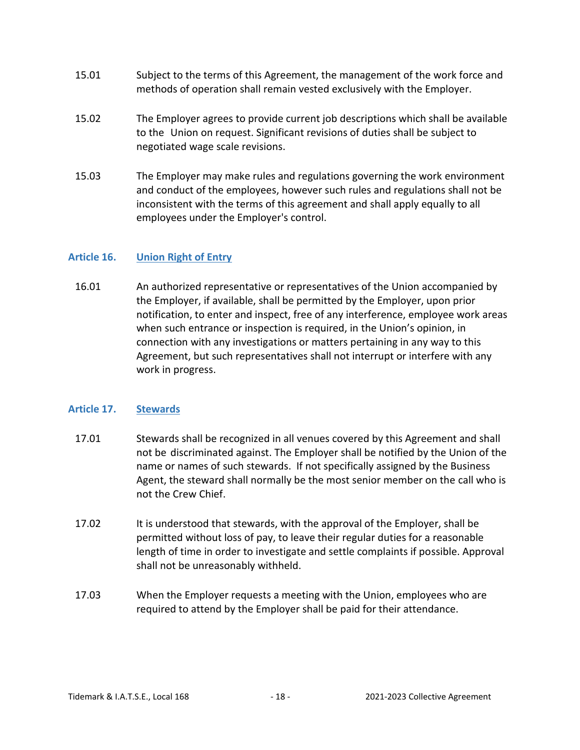15.01 Subject to the terms of this Agreement, the management of the work force and methods of operation shall remain vested exclusively with the Employer.

15.02 The Employer agrees to provide current job descriptions which shall be available to the Union on request. Significant revisions of duties shall be subject to negotiated wage scale revisions.

15.03 The Employer may make rules and regulations governing the work environment and conduct of the employees, however such rules and regulations shall not be inconsistent with the terms of this agreement and shall apply equally to all employees under the Employer's control.

## Article 16. Union Right of Entry

16.01 An authorized representative or representatives of the Union accompanied by the Employer, if available, shall be permitted by the Employer, upon prior notification, to enter and inspect, free of any interference, employee work areas when such entrance or inspection is required, in the Union's opinion, in connection with any investigations or matters pertaining in any way to this Agreement, but such representatives shall not interrupt or interfere with any work in progress.

## Article 17. Stewards

17.01 Stewards shall be recognized in all venues covered by this Agreement and shall not be discriminated against. The Employer shall be notified by the Union of the name or names of such stewards. If not specifically assigned by the Business Agent, the steward shall normally be the most senior member on the call who is not the Crew Chief.

17.02 It is understood that stewards, with the approval of the Employer, shall be permitted without loss of pay, to leave their regular duties for a reasonable length of time in order to investigate and settle complaints if possible. Approval shall not be unreasonably withheld.

17.03 When the Employer requests a meeting with the Union, employees who are required to attend by the Employer shall be paid for their attendance.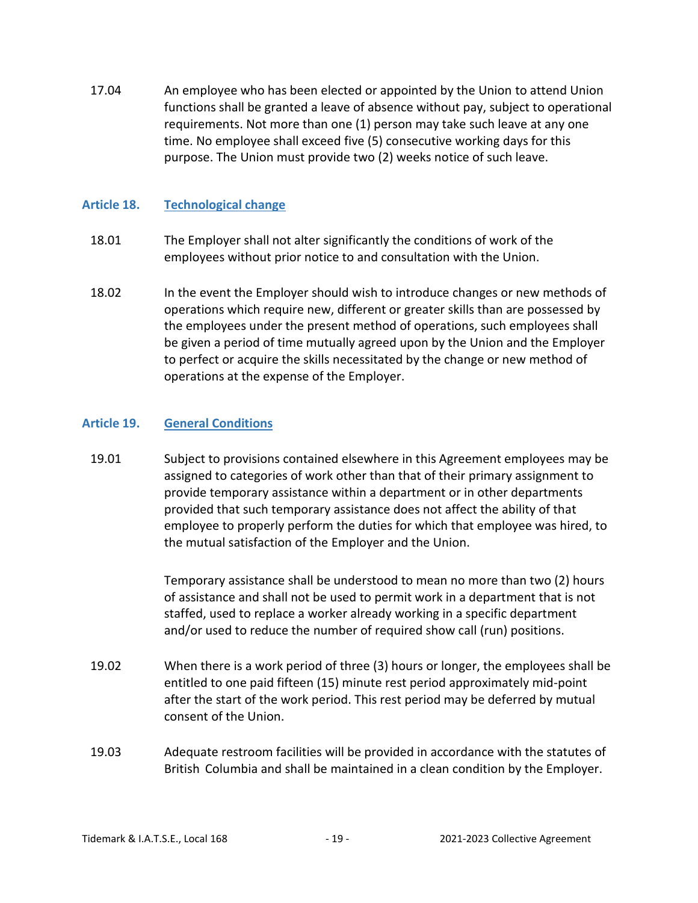17.04 An employee who has been elected or appointed by the Union to attend Union functions shall be granted a leave of absence without pay, subject to operational requirements. Not more than one (1) person may take such leave at any one time. No employee shall exceed five (5) consecutive working days for this purpose. The Union must provide two (2) weeks notice of such leave.

## Article 18. Technological change

18.01 The Employer shall not alter significantly the conditions of work of the employees without prior notice to and consultation with the Union.

18.02 In the event the Employer should wish to introduce changes or new methods of operations which require new, different or greater skills than are possessed by the employees under the present method of operations, such employees shall be given a period of time mutually agreed upon by the Union and the Employer to perfect or acquire the skills necessitated by the change or new method of operations at the expense of the Employer.

## Article 19. General Conditions

19.01 Subject to provisions contained elsewhere in this Agreement employees may be assigned to categories of work other than that of their primary assignment to provide temporary assistance within a department or in other departments provided that such temporary assistance does not affect the ability of that employee to properly perform the duties for which that employee was hired, to the mutual satisfaction of the Employer and the Union.

Temporary assistance shall be understood to mean no more than two (2) hours of assistance and shall not be used to permit work in a department that is not staffed, used to replace a worker already working in a specific department and/or used to reduce the number of required show call (run) positions.

19.02 When there is a work period of three (3) hours or longer, the employees shall be entitled to one paid fifteen (15) minute rest period approximately mid-point after the start of the work period. This rest period may be deferred by mutual consent of the Union.

19.03 Adequate restroom facilities will be provided in accordance with the statutes of British Columbia and shall be maintained in a clean condition by the Employer.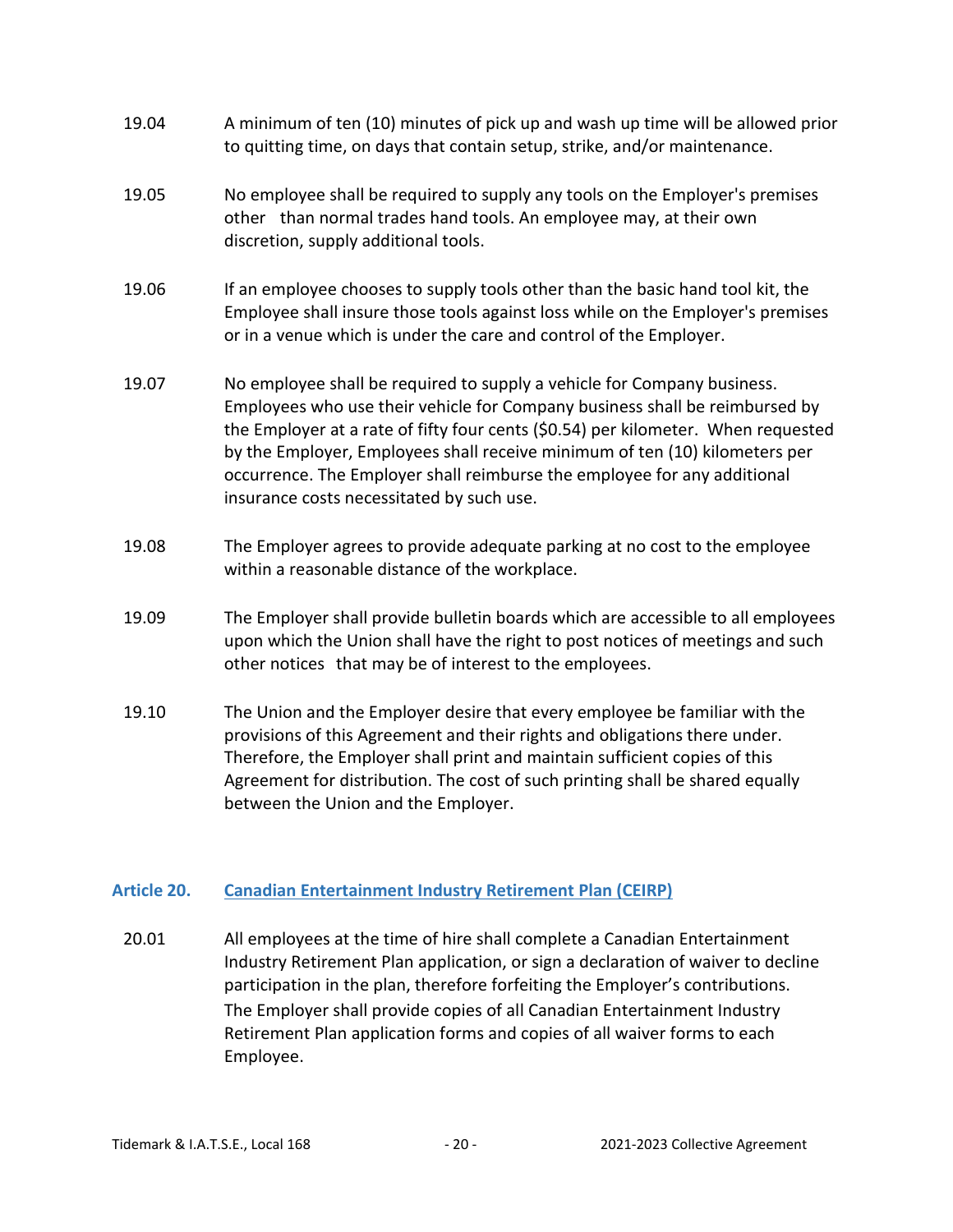19.04 A minimum of ten (10) minutes of pick up and wash up time will be allowed prior to quitting time, on days that contain setup, strike, and/or maintenance.

19.05 No employee shall be required to supply any tools on the Employer's premises other than normal trades hand tools. An employee may, at their own discretion, supply additional tools.

19.06 If an employee chooses to supply tools other than the basic hand tool kit, the Employee shall insure those tools against loss while on the Employer's premises or in a venue which is under the care and control of the Employer.

19.07 No employee shall be required to supply a vehicle for Company business. Employees who use their vehicle for Company business shall be reimbursed by the Employer at a rate of fifty four cents ($0.54) per kilometer. When requested by the Employer, Employees shall receive minimum of ten (10) kilometers per occurrence. The Employer shall reimburse the employee for any additional insurance costs necessitated by such use.

19.08 The Employer agrees to provide adequate parking at no cost to the employee within a reasonable distance of the workplace.

19.09 The Employer shall provide bulletin boards which are accessible to all employees upon which the Union shall have the right to post notices of meetings and such other notices that may be of interest to the employees.

19.10 The Union and the Employer desire that every employee be familiar with the provisions of this Agreement and their rights and obligations there under. Therefore, the Employer shall print and maintain sufficient copies of this Agreement for distribution. The cost of such printing shall be shared equally between the Union and the Employer.

## Article 20. Canadian Entertainment Industry Retirement Plan (CEIRP)

20.01 All employees at the time of hire shall complete a Canadian Entertainment Industry Retirement Plan application, or sign a declaration of waiver to decline participation in the plan, therefore forfeiting the Employer's contributions. The Employer shall provide copies of all Canadian Entertainment Industry Retirement Plan application forms and copies of all waiver forms to each Employee.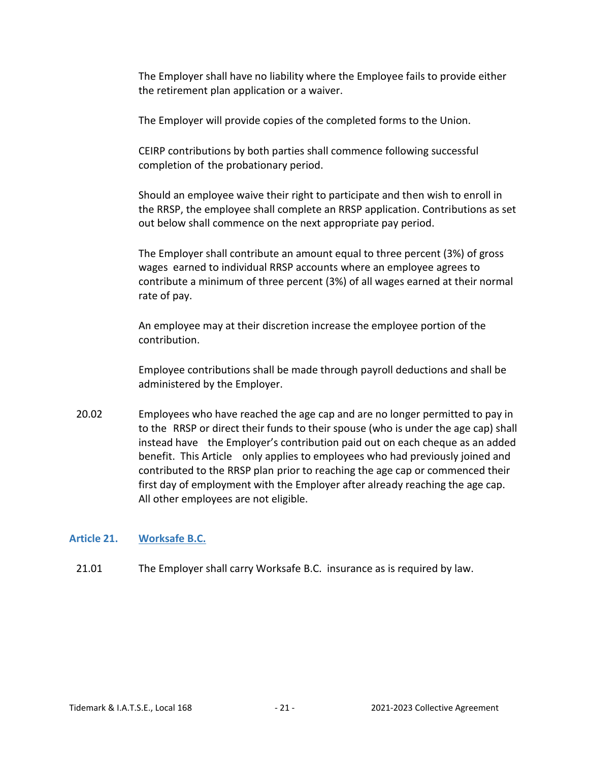The Employer shall have no liability where the Employee fails to provide either the retirement plan application or a waiver.

The Employer will provide copies of the completed forms to the Union.

CEIRP contributions by both parties shall commence following successful completion of the probationary period.

Should an employee waive their right to participate and then wish to enroll in the RRSP, the employee shall complete an RRSP application. Contributions as set out below shall commence on the next appropriate pay period.

The Employer shall contribute an amount equal to three percent (3%) of gross wages earned to individual RRSP accounts where an employee agrees to contribute a minimum of three percent (3%) of all wages earned at their normal rate of pay.

An employee may at their discretion increase the employee portion of the contribution.

Employee contributions shall be made through payroll deductions and shall be administered by the Employer.

20.02 Employees who have reached the age cap and are no longer permitted to pay in to the RRSP or direct their funds to their spouse (who is under the age cap) shall instead have the Employer's contribution paid out on each cheque as an added benefit. This Article only applies to employees who had previously joined and contributed to the RRSP plan prior to reaching the age cap or commenced their first day of employment with the Employer after already reaching the age cap. All other employees are not eligible.

## Article 21. Worksafe B.C.

21.01 The Employer shall carry Worksafe B.C. insurance as is required by law.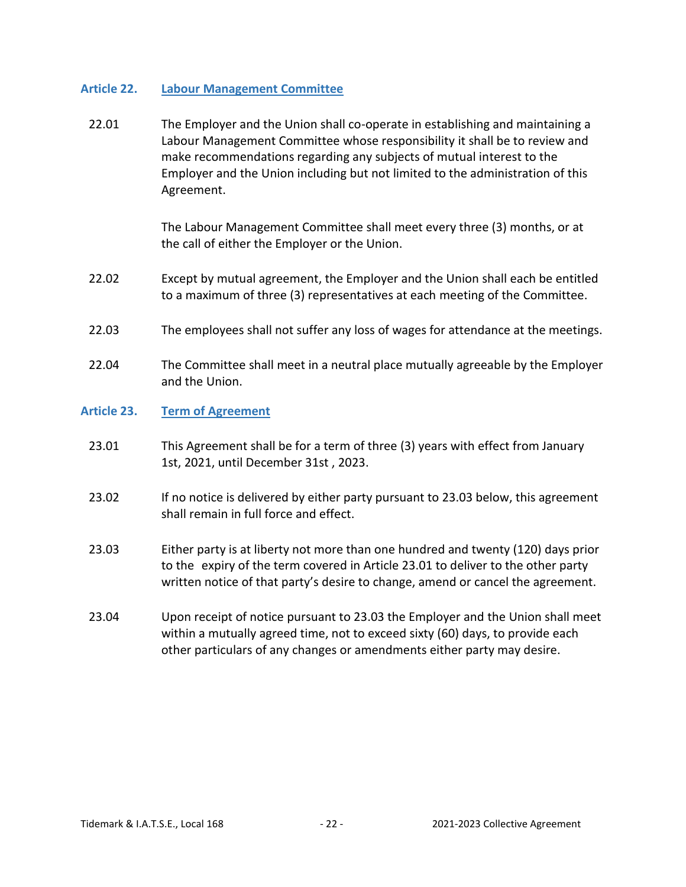## Article 22. Labour Management Committee

22.01 The Employer and the Union shall co-operate in establishing and maintaining a Labour Management Committee whose responsibility it shall be to review and make recommendations regarding any subjects of mutual interest to the Employer and the Union including but not limited to the administration of this Agreement.

The Labour Management Committee shall meet every three (3) months, or at the call of either the Employer or the Union.

22.02 Except by mutual agreement, the Employer and the Union shall each be entitled to a maximum of three (3) representatives at each meeting of the Committee.

22.03 The employees shall not suffer any loss of wages for attendance at the meetings.

22.04 The Committee shall meet in a neutral place mutually agreeable by the Employer and the Union.

## Article 23. Term of Agreement

23.01 This Agreement shall be for a term of three (3) years with effect from January 1st, 2021, until December 31st , 2023.

23.02 If no notice is delivered by either party pursuant to 23.03 below, this agreement shall remain in full force and effect.

23.03 Either party is at liberty not more than one hundred and twenty (120) days prior to the expiry of the term covered in Article 23.01 to deliver to the other party written notice of that party's desire to change, amend or cancel the agreement.

23.04 Upon receipt of notice pursuant to 23.03 the Employer and the Union shall meet within a mutually agreed time, not to exceed sixty (60) days, to provide each other particulars of any changes or amendments either party may desire.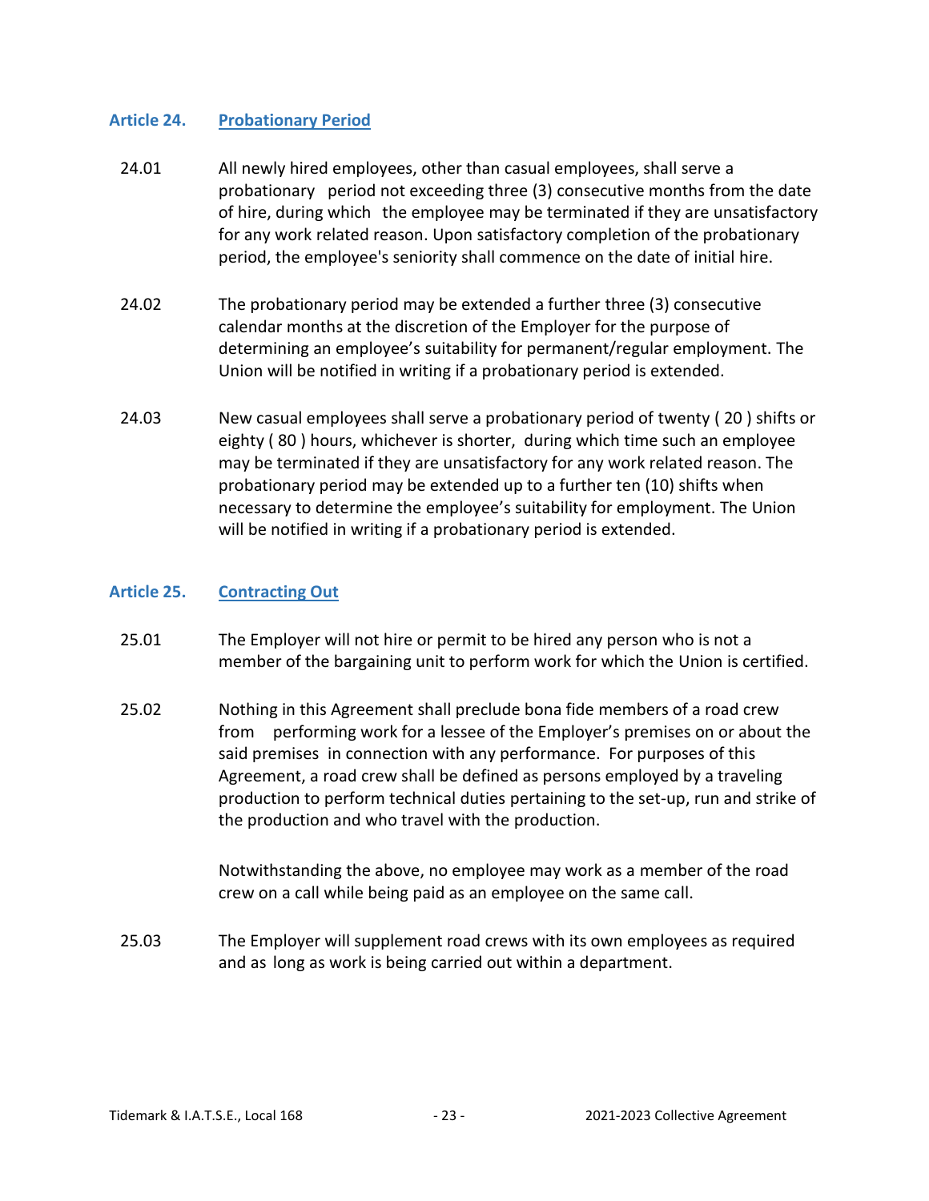## Article 24. Probationary Period

24.01 All newly hired employees, other than casual employees, shall serve a probationary period not exceeding three (3) consecutive months from the date of hire, during which the employee may be terminated if they are unsatisfactory for any work related reason. Upon satisfactory completion of the probationary period, the employee's seniority shall commence on the date of initial hire.

24.02 The probationary period may be extended a further three (3) consecutive calendar months at the discretion of the Employer for the purpose of determining an employee's suitability for permanent/regular employment. The Union will be notified in writing if a probationary period is extended.

24.03 New casual employees shall serve a probationary period of twenty ( 20 ) shifts or eighty ( 80 ) hours, whichever is shorter, during which time such an employee may be terminated if they are unsatisfactory for any work related reason. The probationary period may be extended up to a further ten (10) shifts when necessary to determine the employee's suitability for employment. The Union will be notified in writing if a probationary period is extended.

## Article 25. Contracting Out

25.01 The Employer will not hire or permit to be hired any person who is not a member of the bargaining unit to perform work for which the Union is certified.

25.02 Nothing in this Agreement shall preclude bona fide members of a road crew from performing work for a lessee of the Employer's premises on or about the said premises in connection with any performance. For purposes of this Agreement, a road crew shall be defined as persons employed by a traveling production to perform technical duties pertaining to the set-up, run and strike of the production and who travel with the production.

Notwithstanding the above, no employee may work as a member of the road crew on a call while being paid as an employee on the same call.

25.03 The Employer will supplement road crews with its own employees as required and as long as work is being carried out within a department.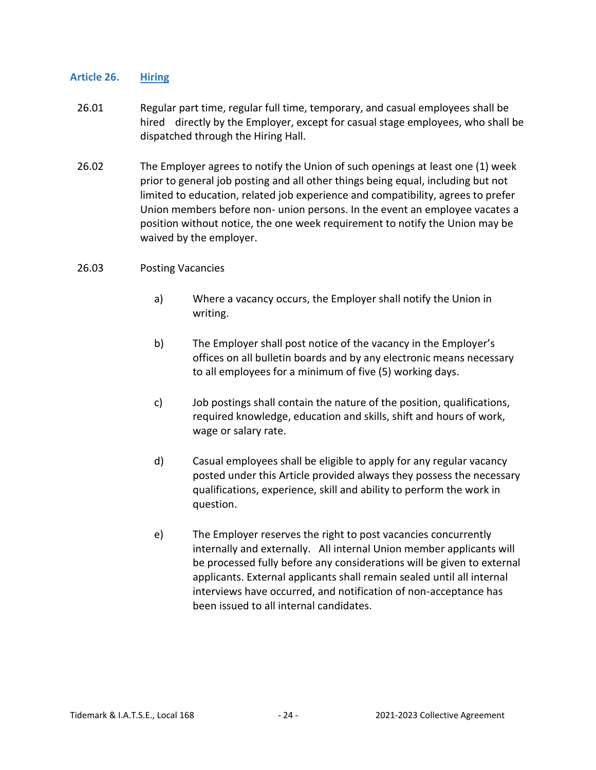## Article 26. Hiring

26.01 Regular part time, regular full time, temporary, and casual employees shall be hired directly by the Employer, except for casual stage employees, who shall be dispatched through the Hiring Hall.

26.02 The Employer agrees to notify the Union of such openings at least one (1) week prior to general job posting and all other things being equal, including but not limited to education, related job experience and compatibility, agrees to prefer Union members before non- union persons. In the event an employee vacates a position without notice, the one week requirement to notify the Union may be waived by the employer.

26.03 Posting Vacancies

a) Where a vacancy occurs, the Employer shall notify the Union in writing.

b) The Employer shall post notice of the vacancy in the Employer's offices on all bulletin boards and by any electronic means necessary to all employees for a minimum of five (5) working days.

c) Job postings shall contain the nature of the position, qualifications, required knowledge, education and skills, shift and hours of work, wage or salary rate.

d) Casual employees shall be eligible to apply for any regular vacancy posted under this Article provided always they possess the necessary qualifications, experience, skill and ability to perform the work in question.

e) The Employer reserves the right to post vacancies concurrently internally and externally. All internal Union member applicants will be processed fully before any considerations will be given to external applicants. External applicants shall remain sealed until all internal interviews have occurred, and notification of non-acceptance has been issued to all internal candidates.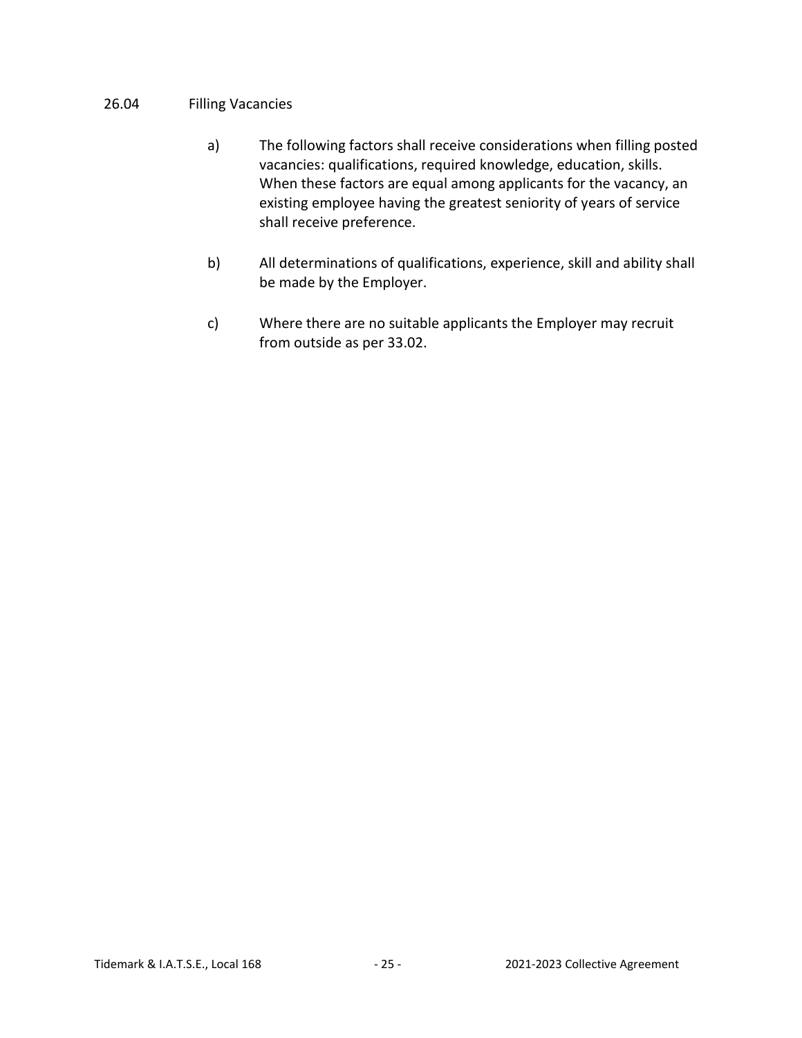26.04 Filling Vacancies

a) The following factors shall receive considerations when filling posted vacancies: qualifications, required knowledge, education, skills. When these factors are equal among applicants for the vacancy, an existing employee having the greatest seniority of years of service shall receive preference.

b) All determinations of qualifications, experience, skill and ability shall be made by the Employer.

c) Where there are no suitable applicants the Employer may recruit from outside as per 33.02.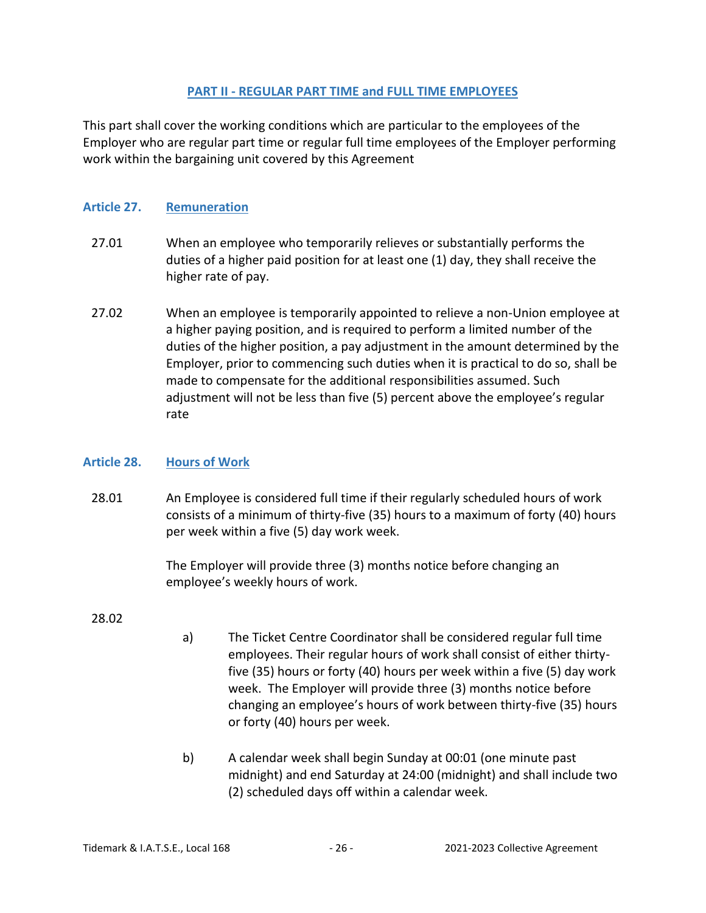## PART II - REGULAR PART TIME and FULL TIME EMPLOYEES

This part shall cover the working conditions which are particular to the employees of the Employer who are regular part time or regular full time employees of the Employer performing work within the bargaining unit covered by this Agreement

### Article 27. Remuneration

27.01 When an employee who temporarily relieves or substantially performs the duties of a higher paid position for at least one (1) day, they shall receive the higher rate of pay.

27.02 When an employee is temporarily appointed to relieve a non-Union employee at a higher paying position, and is required to perform a limited number of the duties of the higher position, a pay adjustment in the amount determined by the Employer, prior to commencing such duties when it is practical to do so, shall be made to compensate for the additional responsibilities assumed. Such adjustment will not be less than five (5) percent above the employee's regular rate

### Article 28. Hours of Work

28.01 An Employee is considered full time if their regularly scheduled hours of work consists of a minimum of thirty-five (35) hours to a maximum of forty (40) hours per week within a five (5) day work week.

The Employer will provide three (3) months notice before changing an employee's weekly hours of work.

28.02

a) The Ticket Centre Coordinator shall be considered regular full time employees. Their regular hours of work shall consist of either thirty-five (35) hours or forty (40) hours per week within a five (5) day work week. The Employer will provide three (3) months notice before changing an employee's hours of work between thirty-five (35) hours or forty (40) hours per week.

b) A calendar week shall begin Sunday at 00:01 (one minute past midnight) and end Saturday at 24:00 (midnight) and shall include two (2) scheduled days off within a calendar week.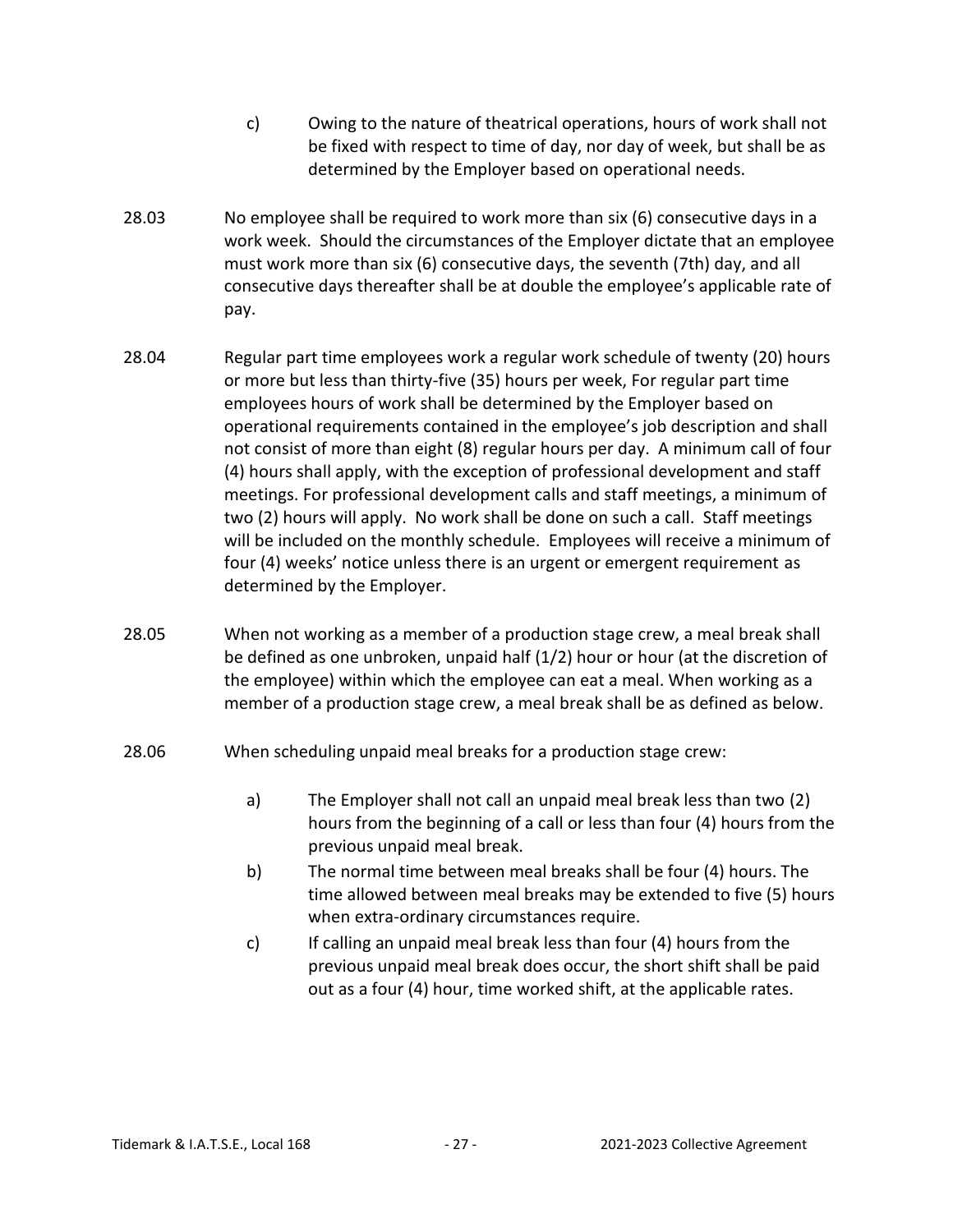c) Owing to the nature of theatrical operations, hours of work shall not be fixed with respect to time of day, nor day of week, but shall be as determined by the Employer based on operational needs.

28.03 No employee shall be required to work more than six (6) consecutive days in a work week. Should the circumstances of the Employer dictate that an employee must work more than six (6) consecutive days, the seventh (7th) day, and all consecutive days thereafter shall be at double the employee's applicable rate of pay.

28.04 Regular part time employees work a regular work schedule of twenty (20) hours or more but less than thirty-five (35) hours per week, For regular part time employees hours of work shall be determined by the Employer based on operational requirements contained in the employee's job description and shall not consist of more than eight (8) regular hours per day. A minimum call of four (4) hours shall apply, with the exception of professional development and staff meetings. For professional development calls and staff meetings, a minimum of two (2) hours will apply. No work shall be done on such a call. Staff meetings will be included on the monthly schedule. Employees will receive a minimum of four (4) weeks' notice unless there is an urgent or emergent requirement as determined by the Employer.

28.05 When not working as a member of a production stage crew, a meal break shall be defined as one unbroken, unpaid half (1/2) hour or hour (at the discretion of the employee) within which the employee can eat a meal. When working as a member of a production stage crew, a meal break shall be as defined as below.

28.06 When scheduling unpaid meal breaks for a production stage crew:

a) The Employer shall not call an unpaid meal break less than two (2) hours from the beginning of a call or less than four (4) hours from the previous unpaid meal break.

b) The normal time between meal breaks shall be four (4) hours. The time allowed between meal breaks may be extended to five (5) hours when extra-ordinary circumstances require.

c) If calling an unpaid meal break less than four (4) hours from the previous unpaid meal break does occur, the short shift shall be paid out as a four (4) hour, time worked shift, at the applicable rates.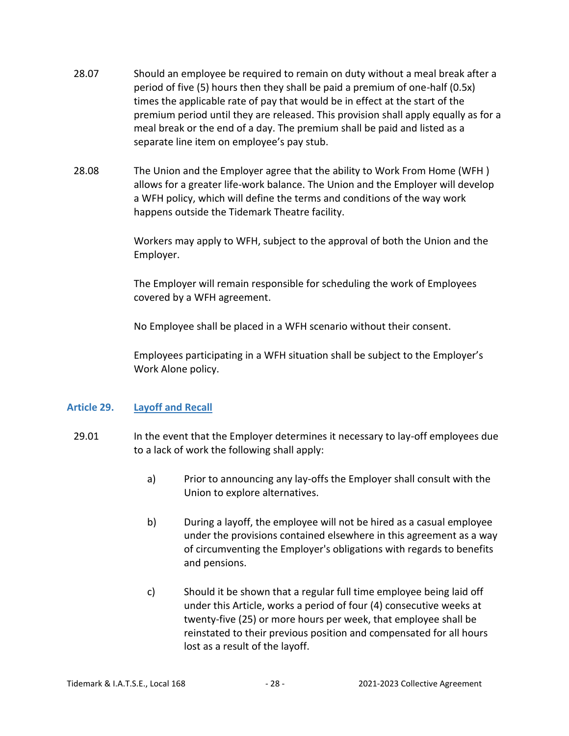28.07 Should an employee be required to remain on duty without a meal break after a period of five (5) hours then they shall be paid a premium of one-half (0.5x) times the applicable rate of pay that would be in effect at the start of the premium period until they are released. This provision shall apply equally as for a meal break or the end of a day. The premium shall be paid and listed as a separate line item on employee's pay stub.

28.08 The Union and the Employer agree that the ability to Work From Home (WFH ) allows for a greater life-work balance. The Union and the Employer will develop a WFH policy, which will define the terms and conditions of the way work happens outside the Tidemark Theatre facility.

Workers may apply to WFH, subject to the approval of both the Union and the Employer.

The Employer will remain responsible for scheduling the work of Employees covered by a WFH agreement.

No Employee shall be placed in a WFH scenario without their consent.

Employees participating in a WFH situation shall be subject to the Employer's Work Alone policy.

## Article 29. Layoff and Recall

29.01 In the event that the Employer determines it necessary to lay-off employees due to a lack of work the following shall apply:

a) Prior to announcing any lay-offs the Employer shall consult with the Union to explore alternatives.

b) During a layoff, the employee will not be hired as a casual employee under the provisions contained elsewhere in this agreement as a way of circumventing the Employer's obligations with regards to benefits and pensions.

c) Should it be shown that a regular full time employee being laid off under this Article, works a period of four (4) consecutive weeks at twenty-five (25) or more hours per week, that employee shall be reinstated to their previous position and compensated for all hours lost as a result of the layoff.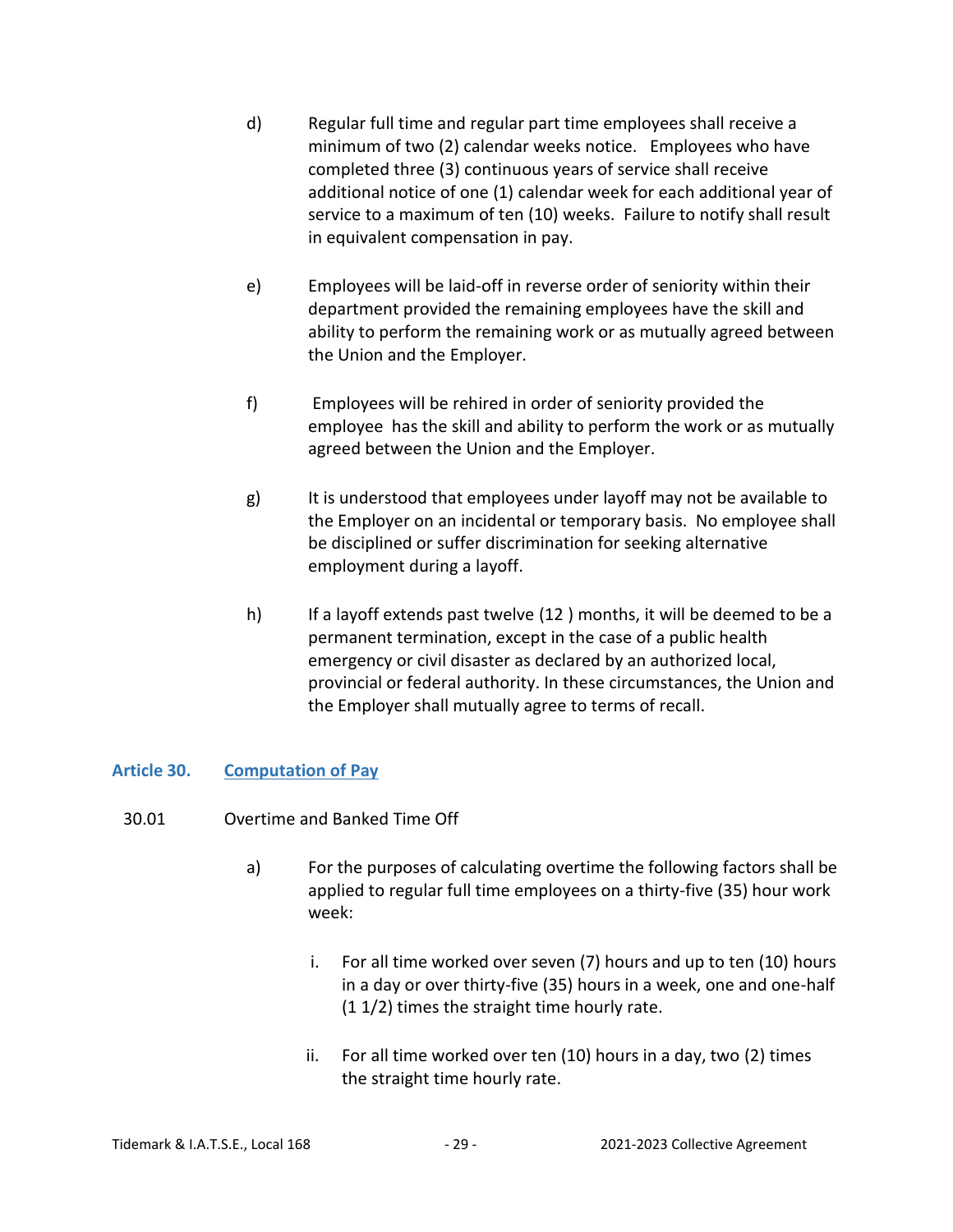d) Regular full time and regular part time employees shall receive a minimum of two (2) calendar weeks notice. Employees who have completed three (3) continuous years of service shall receive additional notice of one (1) calendar week for each additional year of service to a maximum of ten (10) weeks. Failure to notify shall result in equivalent compensation in pay.

e) Employees will be laid-off in reverse order of seniority within their department provided the remaining employees have the skill and ability to perform the remaining work or as mutually agreed between the Union and the Employer.

f) Employees will be rehired in order of seniority provided the employee has the skill and ability to perform the work or as mutually agreed between the Union and the Employer.

g) It is understood that employees under layoff may not be available to the Employer on an incidental or temporary basis. No employee shall be disciplined or suffer discrimination for seeking alternative employment during a layoff.

h) If a layoff extends past twelve (12 ) months, it will be deemed to be a permanent termination, except in the case of a public health emergency or civil disaster as declared by an authorized local, provincial or federal authority. In these circumstances, the Union and the Employer shall mutually agree to terms of recall.

## Article 30. Computation of Pay

30.01 Overtime and Banked Time Off

a) For the purposes of calculating overtime the following factors shall be applied to regular full time employees on a thirty-five (35) hour work week:

i. For all time worked over seven (7) hours and up to ten (10) hours in a day or over thirty-five (35) hours in a week, one and one-half (1 1/2) times the straight time hourly rate.

ii. For all time worked over ten (10) hours in a day, two (2) times the straight time hourly rate.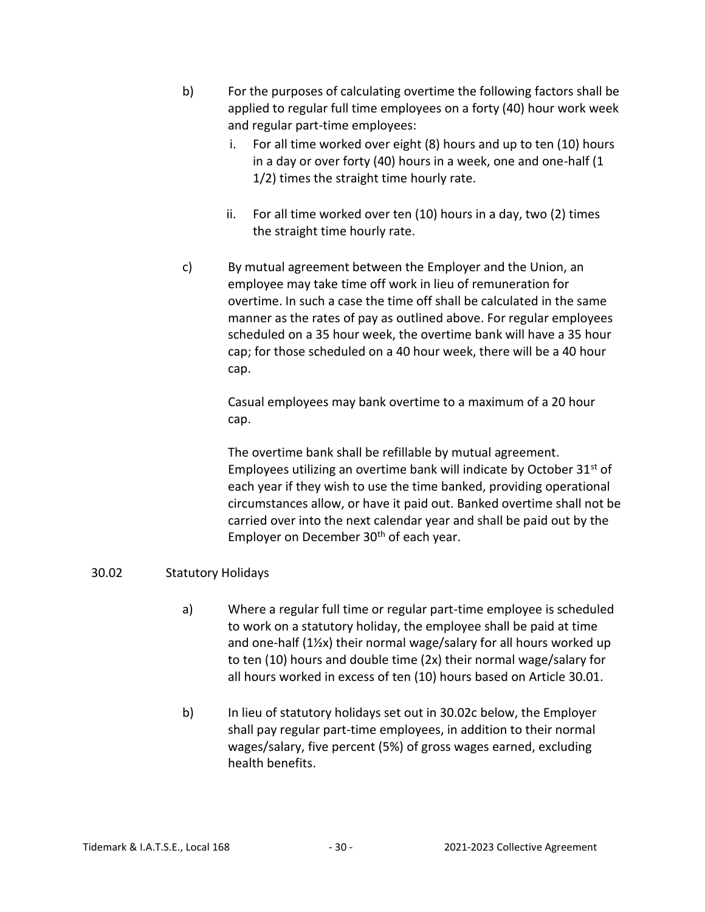b) For the purposes of calculating overtime the following factors shall be applied to regular full time employees on a forty (40) hour work week and regular part-time employees:

   i. For all time worked over eight (8) hours and up to ten (10) hours in a day or over forty (40) hours in a week, one and one-half (1 1/2) times the straight time hourly rate.

   ii. For all time worked over ten (10) hours in a day, two (2) times the straight time hourly rate.

c) By mutual agreement between the Employer and the Union, an employee may take time off work in lieu of remuneration for overtime. In such a case the time off shall be calculated in the same manner as the rates of pay as outlined above. For regular employees scheduled on a 35 hour week, the overtime bank will have a 35 hour cap; for those scheduled on a 40 hour week, there will be a 40 hour cap.

   Casual employees may bank overtime to a maximum of a 20 hour cap.

   The overtime bank shall be refillable by mutual agreement. Employees utilizing an overtime bank will indicate by October 31st of each year if they wish to use the time banked, providing operational circumstances allow, or have it paid out. Banked overtime shall not be carried over into the next calendar year and shall be paid out by the Employer on December 30th of each year.

30.02 Statutory Holidays

a) Where a regular full time or regular part-time employee is scheduled to work on a statutory holiday, the employee shall be paid at time and one-half (1½x) their normal wage/salary for all hours worked up to ten (10) hours and double time (2x) their normal wage/salary for all hours worked in excess of ten (10) hours based on Article 30.01.

b) In lieu of statutory holidays set out in 30.02c below, the Employer shall pay regular part-time employees, in addition to their normal wages/salary, five percent (5%) of gross wages earned, excluding health benefits.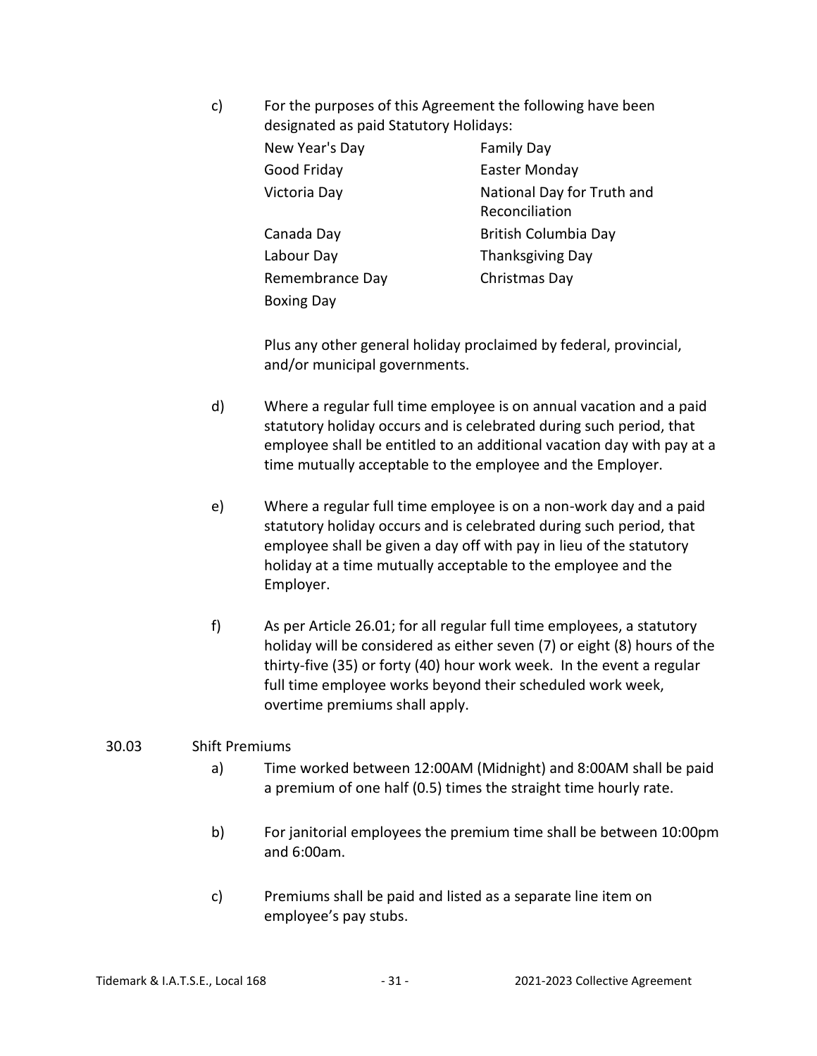c) For the purposes of this Agreement the following have been designated as paid Statutory Holidays:

| | |
|---|---|
| New Year's Day | Family Day |
| Good Friday | Easter Monday |
| Victoria Day | National Day for Truth and Reconciliation |
| Canada Day | British Columbia Day |
| Labour Day | Thanksgiving Day |
| Remembrance Day | Christmas Day |
| Boxing Day | |

Plus any other general holiday proclaimed by federal, provincial, and/or municipal governments.

d) Where a regular full time employee is on annual vacation and a paid statutory holiday occurs and is celebrated during such period, that employee shall be entitled to an additional vacation day with pay at a time mutually acceptable to the employee and the Employer.

e) Where a regular full time employee is on a non-work day and a paid statutory holiday occurs and is celebrated during such period, that employee shall be given a day off with pay in lieu of the statutory holiday at a time mutually acceptable to the employee and the Employer.

f) As per Article 26.01; for all regular full time employees, a statutory holiday will be considered as either seven (7) or eight (8) hours of the thirty-five (35) or forty (40) hour work week. In the event a regular full time employee works beyond their scheduled work week, overtime premiums shall apply.

30.03 Shift Premiums

a) Time worked between 12:00AM (Midnight) and 8:00AM shall be paid a premium of one half (0.5) times the straight time hourly rate.

b) For janitorial employees the premium time shall be between 10:00pm and 6:00am.

c) Premiums shall be paid and listed as a separate line item on employee's pay stubs.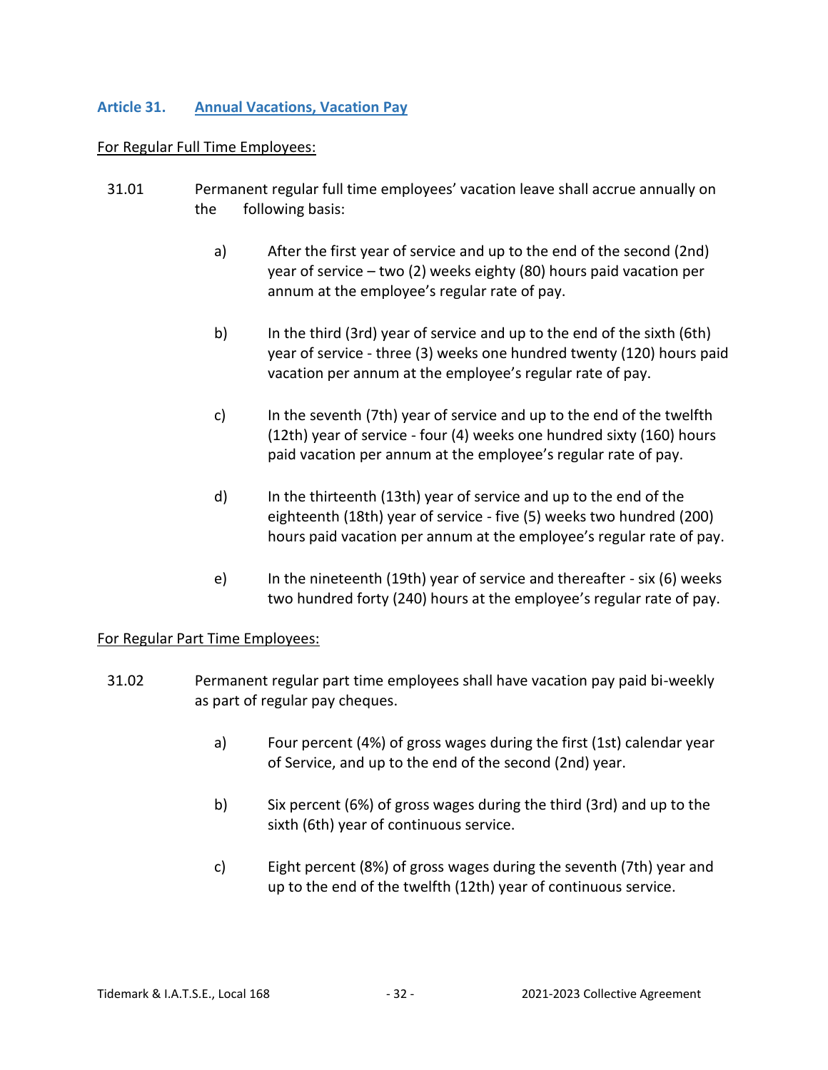## Article 31. Annual Vacations, Vacation Pay

For Regular Full Time Employees:

31.01 Permanent regular full time employees' vacation leave shall accrue annually on the following basis:

a) After the first year of service and up to the end of the second (2nd) year of service – two (2) weeks eighty (80) hours paid vacation per annum at the employee's regular rate of pay.

b) In the third (3rd) year of service and up to the end of the sixth (6th) year of service - three (3) weeks one hundred twenty (120) hours paid vacation per annum at the employee's regular rate of pay.

c) In the seventh (7th) year of service and up to the end of the twelfth (12th) year of service - four (4) weeks one hundred sixty (160) hours paid vacation per annum at the employee's regular rate of pay.

d) In the thirteenth (13th) year of service and up to the end of the eighteenth (18th) year of service - five (5) weeks two hundred (200) hours paid vacation per annum at the employee's regular rate of pay.

e) In the nineteenth (19th) year of service and thereafter - six (6) weeks two hundred forty (240) hours at the employee's regular rate of pay.

For Regular Part Time Employees:

31.02 Permanent regular part time employees shall have vacation pay paid bi-weekly as part of regular pay cheques.

a) Four percent (4%) of gross wages during the first (1st) calendar year of Service, and up to the end of the second (2nd) year.

b) Six percent (6%) of gross wages during the third (3rd) and up to the sixth (6th) year of continuous service.

c) Eight percent (8%) of gross wages during the seventh (7th) year and up to the end of the twelfth (12th) year of continuous service.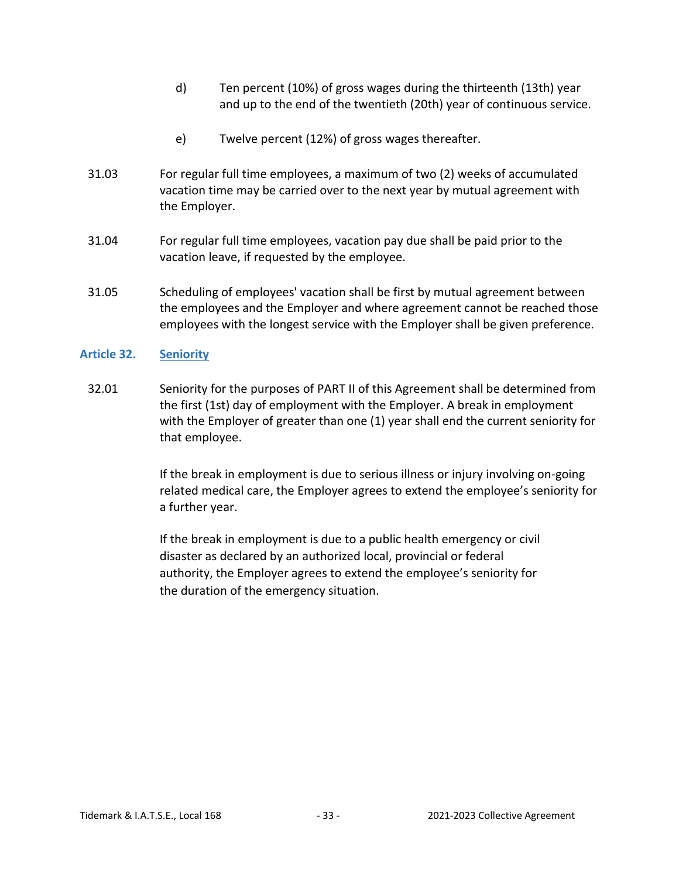d) Ten percent (10%) of gross wages during the thirteenth (13th) year and up to the end of the twentieth (20th) year of continuous service.

e) Twelve percent (12%) of gross wages thereafter.

31.03 For regular full time employees, a maximum of two (2) weeks of accumulated vacation time may be carried over to the next year by mutual agreement with the Employer.

31.04 For regular full time employees, vacation pay due shall be paid prior to the vacation leave, if requested by the employee.

31.05 Scheduling of employees' vacation shall be first by mutual agreement between the employees and the Employer and where agreement cannot be reached those employees with the longest service with the Employer shall be given preference.

## Article 32. Seniority

32.01 Seniority for the purposes of PART II of this Agreement shall be determined from the first (1st) day of employment with the Employer. A break in employment with the Employer of greater than one (1) year shall end the current seniority for that employee.

If the break in employment is due to serious illness or injury involving on-going related medical care, the Employer agrees to extend the employee's seniority for a further year.

If the break in employment is due to a public health emergency or civil disaster as declared by an authorized local, provincial or federal authority, the Employer agrees to extend the employee's seniority for the duration of the emergency situation.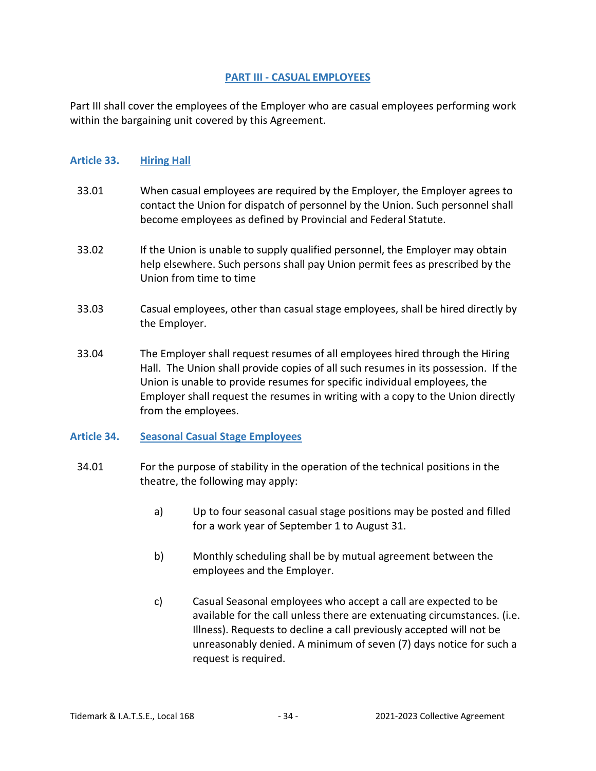## PART III - CASUAL EMPLOYEES

Part III shall cover the employees of the Employer who are casual employees performing work within the bargaining unit covered by this Agreement.

### Article 33. Hiring Hall

33.01 When casual employees are required by the Employer, the Employer agrees to contact the Union for dispatch of personnel by the Union. Such personnel shall become employees as defined by Provincial and Federal Statute.

33.02 If the Union is unable to supply qualified personnel, the Employer may obtain help elsewhere. Such persons shall pay Union permit fees as prescribed by the Union from time to time

33.03 Casual employees, other than casual stage employees, shall be hired directly by the Employer.

33.04 The Employer shall request resumes of all employees hired through the Hiring Hall. The Union shall provide copies of all such resumes in its possession. If the Union is unable to provide resumes for specific individual employees, the Employer shall request the resumes in writing with a copy to the Union directly from the employees.

### Article 34. Seasonal Casual Stage Employees

34.01 For the purpose of stability in the operation of the technical positions in the theatre, the following may apply:

a) Up to four seasonal casual stage positions may be posted and filled for a work year of September 1 to August 31.

b) Monthly scheduling shall be by mutual agreement between the employees and the Employer.

c) Casual Seasonal employees who accept a call are expected to be available for the call unless there are extenuating circumstances. (i.e. Illness). Requests to decline a call previously accepted will not be unreasonably denied. A minimum of seven (7) days notice for such a request is required.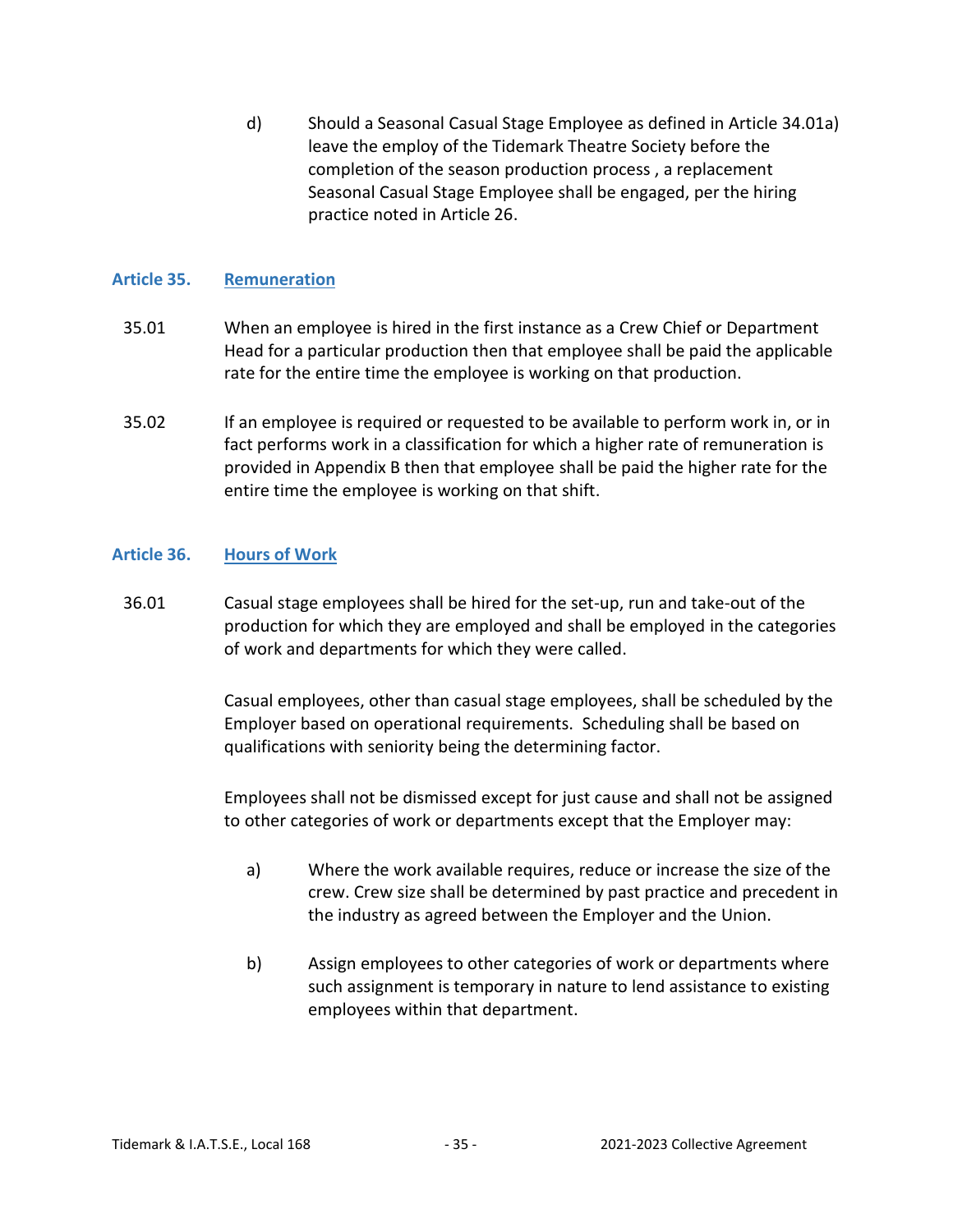d) Should a Seasonal Casual Stage Employee as defined in Article 34.01a) leave the employ of the Tidemark Theatre Society before the completion of the season production process , a replacement Seasonal Casual Stage Employee shall be engaged, per the hiring practice noted in Article 26.

## Article 35. Remuneration

35.01 When an employee is hired in the first instance as a Crew Chief or Department Head for a particular production then that employee shall be paid the applicable rate for the entire time the employee is working on that production.

35.02 If an employee is required or requested to be available to perform work in, or in fact performs work in a classification for which a higher rate of remuneration is provided in Appendix B then that employee shall be paid the higher rate for the entire time the employee is working on that shift.

## Article 36. Hours of Work

36.01 Casual stage employees shall be hired for the set-up, run and take-out of the production for which they are employed and shall be employed in the categories of work and departments for which they were called.

Casual employees, other than casual stage employees, shall be scheduled by the Employer based on operational requirements. Scheduling shall be based on qualifications with seniority being the determining factor.

Employees shall not be dismissed except for just cause and shall not be assigned to other categories of work or departments except that the Employer may:

a) Where the work available requires, reduce or increase the size of the crew. Crew size shall be determined by past practice and precedent in the industry as agreed between the Employer and the Union.

b) Assign employees to other categories of work or departments where such assignment is temporary in nature to lend assistance to existing employees within that department.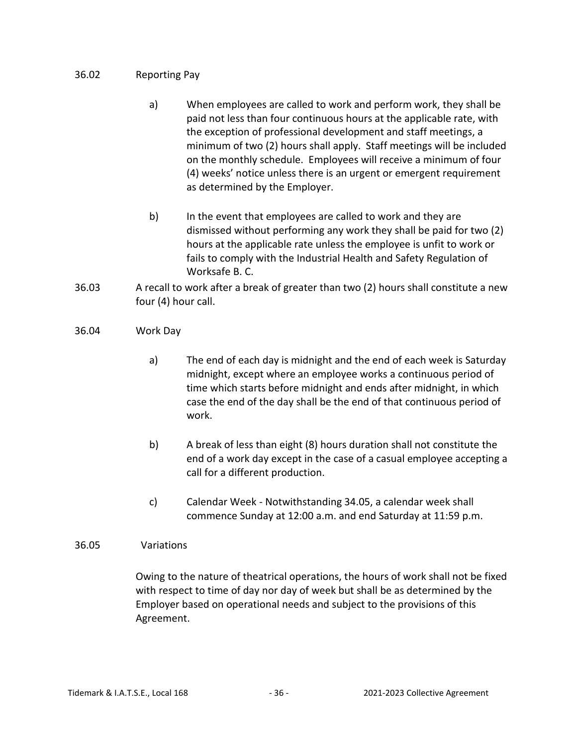36.02 Reporting Pay

a) When employees are called to work and perform work, they shall be paid not less than four continuous hours at the applicable rate, with the exception of professional development and staff meetings, a minimum of two (2) hours shall apply. Staff meetings will be included on the monthly schedule. Employees will receive a minimum of four (4) weeks' notice unless there is an urgent or emergent requirement as determined by the Employer.

b) In the event that employees are called to work and they are dismissed without performing any work they shall be paid for two (2) hours at the applicable rate unless the employee is unfit to work or fails to comply with the Industrial Health and Safety Regulation of Worksafe B. C.

36.03 A recall to work after a break of greater than two (2) hours shall constitute a new four (4) hour call.

36.04 Work Day

a) The end of each day is midnight and the end of each week is Saturday midnight, except where an employee works a continuous period of time which starts before midnight and ends after midnight, in which case the end of the day shall be the end of that continuous period of work.

b) A break of less than eight (8) hours duration shall not constitute the end of a work day except in the case of a casual employee accepting a call for a different production.

c) Calendar Week - Notwithstanding 34.05, a calendar week shall commence Sunday at 12:00 a.m. and end Saturday at 11:59 p.m.

36.05 Variations

Owing to the nature of theatrical operations, the hours of work shall not be fixed with respect to time of day nor day of week but shall be as determined by the Employer based on operational needs and subject to the provisions of this Agreement.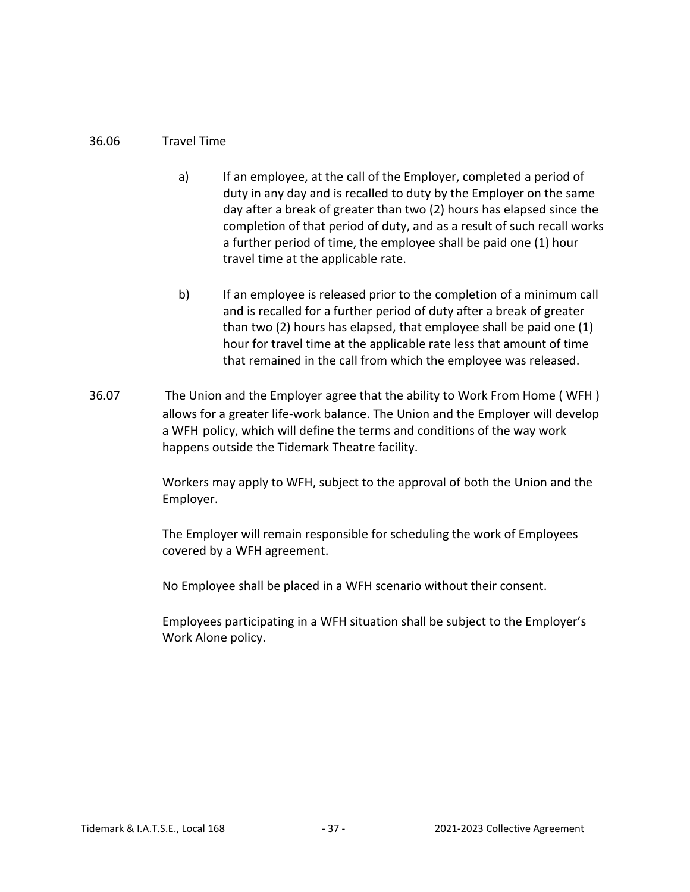36.06 Travel Time

a) If an employee, at the call of the Employer, completed a period of duty in any day and is recalled to duty by the Employer on the same day after a break of greater than two (2) hours has elapsed since the completion of that period of duty, and as a result of such recall works a further period of time, the employee shall be paid one (1) hour travel time at the applicable rate.

b) If an employee is released prior to the completion of a minimum call and is recalled for a further period of duty after a break of greater than two (2) hours has elapsed, that employee shall be paid one (1) hour for travel time at the applicable rate less that amount of time that remained in the call from which the employee was released.

36.07 The Union and the Employer agree that the ability to Work From Home ( WFH ) allows for a greater life-work balance. The Union and the Employer will develop a WFH policy, which will define the terms and conditions of the way work happens outside the Tidemark Theatre facility.

Workers may apply to WFH, subject to the approval of both the Union and the Employer.

The Employer will remain responsible for scheduling the work of Employees covered by a WFH agreement.

No Employee shall be placed in a WFH scenario without their consent.

Employees participating in a WFH situation shall be subject to the Employer's Work Alone policy.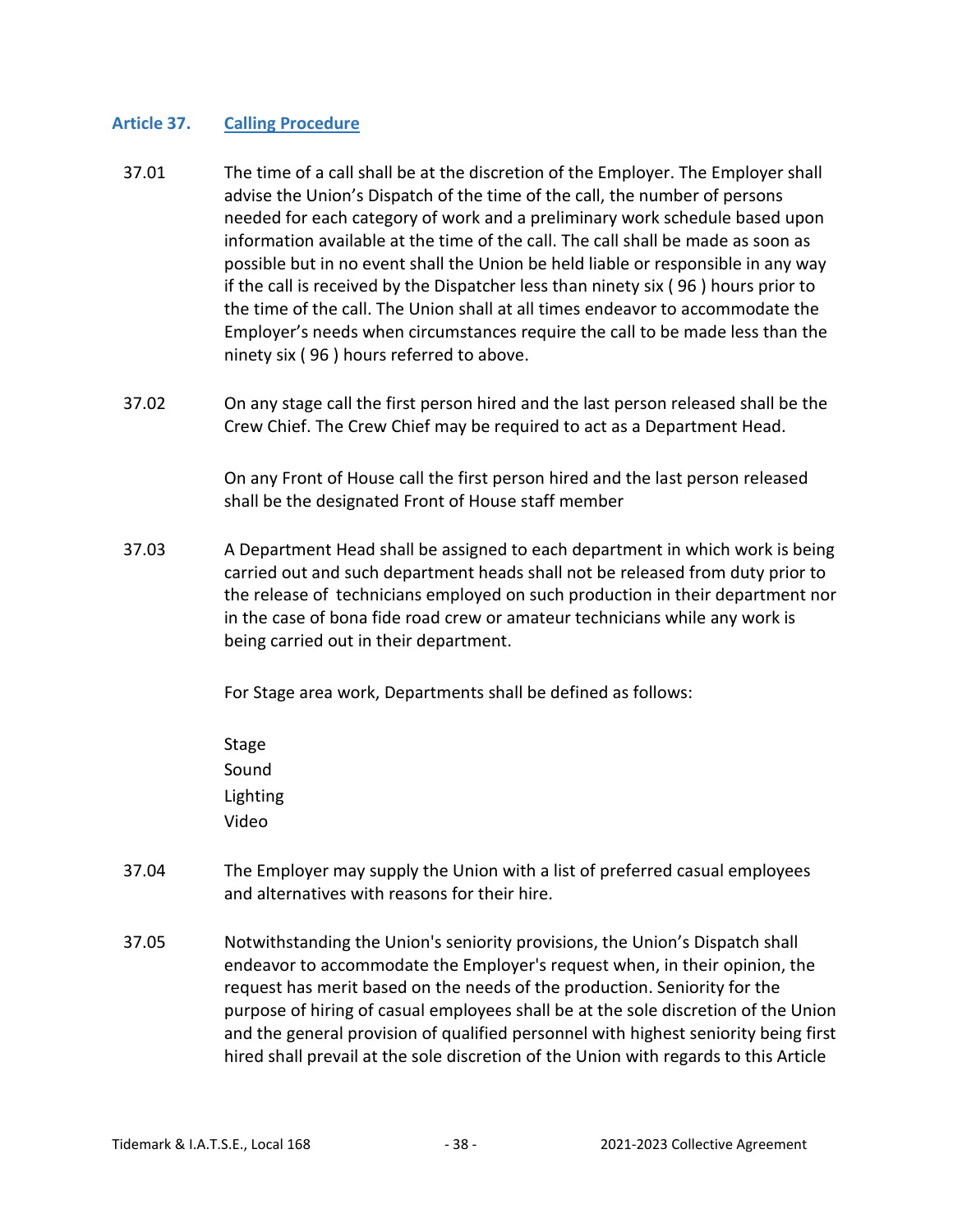## Article 37. Calling Procedure

37.01 The time of a call shall be at the discretion of the Employer. The Employer shall advise the Union's Dispatch of the time of the call, the number of persons needed for each category of work and a preliminary work schedule based upon information available at the time of the call. The call shall be made as soon as possible but in no event shall the Union be held liable or responsible in any way if the call is received by the Dispatcher less than ninety six ( 96 ) hours prior to the time of the call. The Union shall at all times endeavor to accommodate the Employer's needs when circumstances require the call to be made less than the ninety six ( 96 ) hours referred to above.

37.02 On any stage call the first person hired and the last person released shall be the Crew Chief. The Crew Chief may be required to act as a Department Head.

On any Front of House call the first person hired and the last person released shall be the designated Front of House staff member

37.03 A Department Head shall be assigned to each department in which work is being carried out and such department heads shall not be released from duty prior to the release of technicians employed on such production in their department nor in the case of bona fide road crew or amateur technicians while any work is being carried out in their department.

For Stage area work, Departments shall be defined as follows:

Stage
Sound
Lighting
Video

37.04 The Employer may supply the Union with a list of preferred casual employees and alternatives with reasons for their hire.

37.05 Notwithstanding the Union's seniority provisions, the Union's Dispatch shall endeavor to accommodate the Employer's request when, in their opinion, the request has merit based on the needs of the production. Seniority for the purpose of hiring of casual employees shall be at the sole discretion of the Union and the general provision of qualified personnel with highest seniority being first hired shall prevail at the sole discretion of the Union with regards to this Article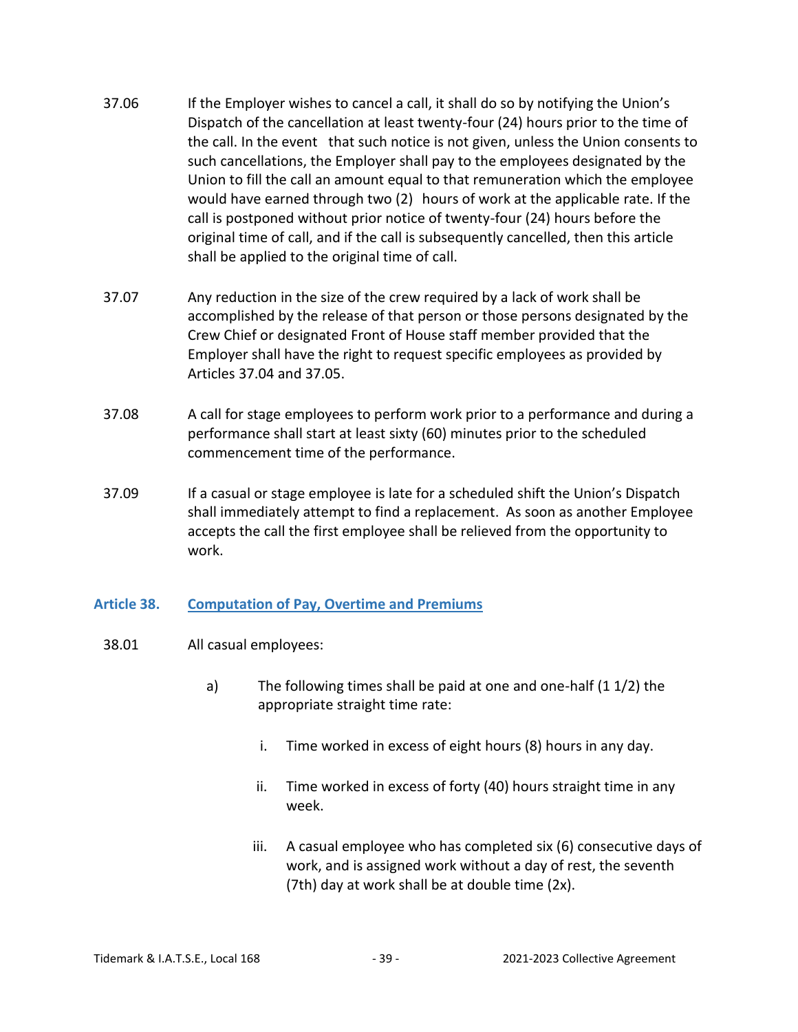37.06 If the Employer wishes to cancel a call, it shall do so by notifying the Union's Dispatch of the cancellation at least twenty-four (24) hours prior to the time of the call. In the event that such notice is not given, unless the Union consents to such cancellations, the Employer shall pay to the employees designated by the Union to fill the call an amount equal to that remuneration which the employee would have earned through two (2) hours of work at the applicable rate. If the call is postponed without prior notice of twenty-four (24) hours before the original time of call, and if the call is subsequently cancelled, then this article shall be applied to the original time of call.

37.07 Any reduction in the size of the crew required by a lack of work shall be accomplished by the release of that person or those persons designated by the Crew Chief or designated Front of House staff member provided that the Employer shall have the right to request specific employees as provided by Articles 37.04 and 37.05.

37.08 A call for stage employees to perform work prior to a performance and during a performance shall start at least sixty (60) minutes prior to the scheduled commencement time of the performance.

37.09 If a casual or stage employee is late for a scheduled shift the Union's Dispatch shall immediately attempt to find a replacement. As soon as another Employee accepts the call the first employee shall be relieved from the opportunity to work.

## Article 38. Computation of Pay, Overtime and Premiums

38.01 All casual employees:

a) The following times shall be paid at one and one-half (1 1/2) the appropriate straight time rate:

   i. Time worked in excess of eight hours (8) hours in any day.

   ii. Time worked in excess of forty (40) hours straight time in any week.

   iii. A casual employee who has completed six (6) consecutive days of work, and is assigned work without a day of rest, the seventh (7th) day at work shall be at double time (2x).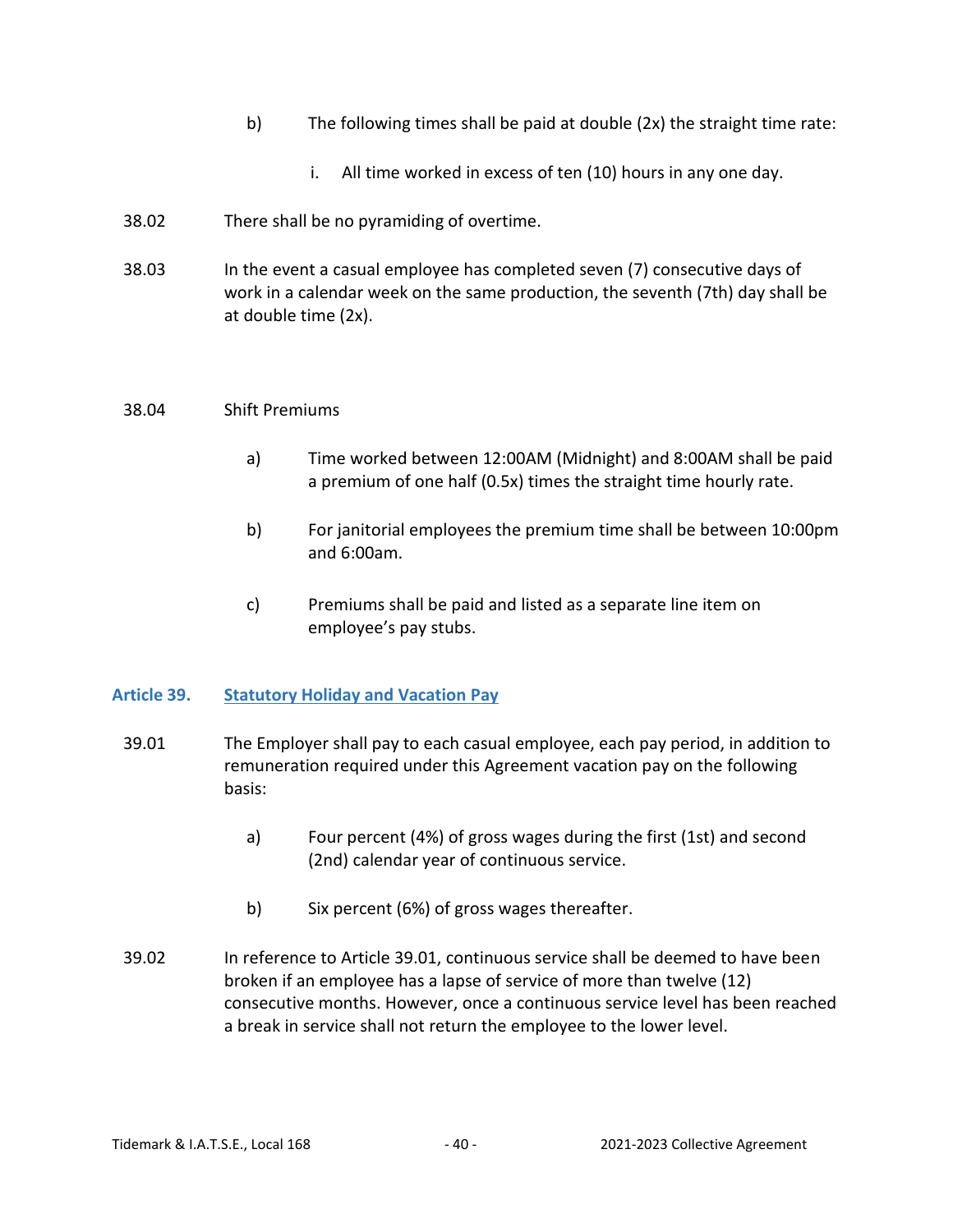b) The following times shall be paid at double (2x) the straight time rate:

i. All time worked in excess of ten (10) hours in any one day.

38.02 There shall be no pyramiding of overtime.

38.03 In the event a casual employee has completed seven (7) consecutive days of work in a calendar week on the same production, the seventh (7th) day shall be at double time (2x).

38.04 Shift Premiums

a) Time worked between 12:00AM (Midnight) and 8:00AM shall be paid a premium of one half (0.5x) times the straight time hourly rate.

b) For janitorial employees the premium time shall be between 10:00pm and 6:00am.

c) Premiums shall be paid and listed as a separate line item on employee's pay stubs.

## Article 39. Statutory Holiday and Vacation Pay

39.01 The Employer shall pay to each casual employee, each pay period, in addition to remuneration required under this Agreement vacation pay on the following basis:

a) Four percent (4%) of gross wages during the first (1st) and second (2nd) calendar year of continuous service.

b) Six percent (6%) of gross wages thereafter.

39.02 In reference to Article 39.01, continuous service shall be deemed to have been broken if an employee has a lapse of service of more than twelve (12) consecutive months. However, once a continuous service level has been reached a break in service shall not return the employee to the lower level.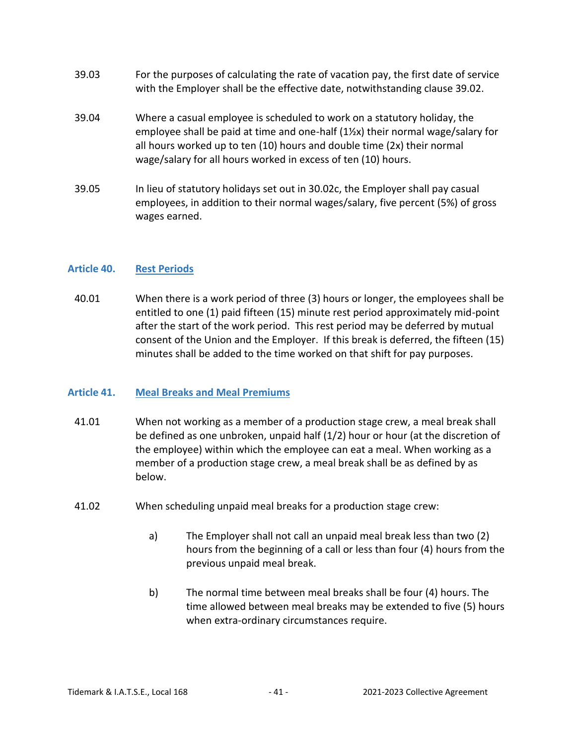39.03 For the purposes of calculating the rate of vacation pay, the first date of service with the Employer shall be the effective date, notwithstanding clause 39.02.

39.04 Where a casual employee is scheduled to work on a statutory holiday, the employee shall be paid at time and one-half (1½x) their normal wage/salary for all hours worked up to ten (10) hours and double time (2x) their normal wage/salary for all hours worked in excess of ten (10) hours.

39.05 In lieu of statutory holidays set out in 30.02c, the Employer shall pay casual employees, in addition to their normal wages/salary, five percent (5%) of gross wages earned.

## Article 40. Rest Periods

40.01 When there is a work period of three (3) hours or longer, the employees shall be entitled to one (1) paid fifteen (15) minute rest period approximately mid-point after the start of the work period. This rest period may be deferred by mutual consent of the Union and the Employer. If this break is deferred, the fifteen (15) minutes shall be added to the time worked on that shift for pay purposes.

## Article 41. Meal Breaks and Meal Premiums

41.01 When not working as a member of a production stage crew, a meal break shall be defined as one unbroken, unpaid half (1/2) hour or hour (at the discretion of the employee) within which the employee can eat a meal. When working as a member of a production stage crew, a meal break shall be as defined by as below.

41.02 When scheduling unpaid meal breaks for a production stage crew:

a) The Employer shall not call an unpaid meal break less than two (2) hours from the beginning of a call or less than four (4) hours from the previous unpaid meal break.

b) The normal time between meal breaks shall be four (4) hours. The time allowed between meal breaks may be extended to five (5) hours when extra-ordinary circumstances require.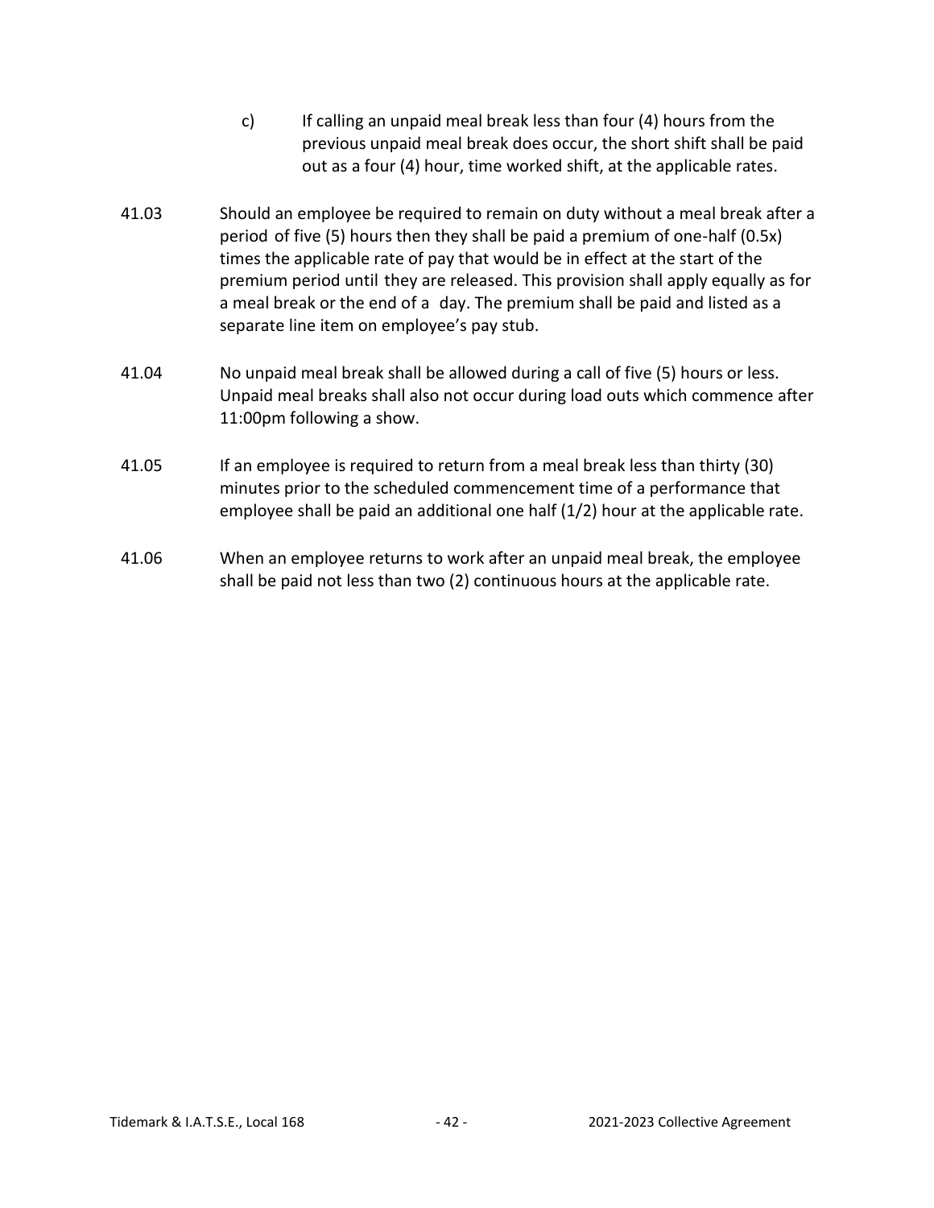c) If calling an unpaid meal break less than four (4) hours from the previous unpaid meal break does occur, the short shift shall be paid out as a four (4) hour, time worked shift, at the applicable rates.

41.03 Should an employee be required to remain on duty without a meal break after a period of five (5) hours then they shall be paid a premium of one-half (0.5x) times the applicable rate of pay that would be in effect at the start of the premium period until they are released. This provision shall apply equally as for a meal break or the end of a day. The premium shall be paid and listed as a separate line item on employee's pay stub.

41.04 No unpaid meal break shall be allowed during a call of five (5) hours or less. Unpaid meal breaks shall also not occur during load outs which commence after 11:00pm following a show.

41.05 If an employee is required to return from a meal break less than thirty (30) minutes prior to the scheduled commencement time of a performance that employee shall be paid an additional one half (1/2) hour at the applicable rate.

41.06 When an employee returns to work after an unpaid meal break, the employee shall be paid not less than two (2) continuous hours at the applicable rate.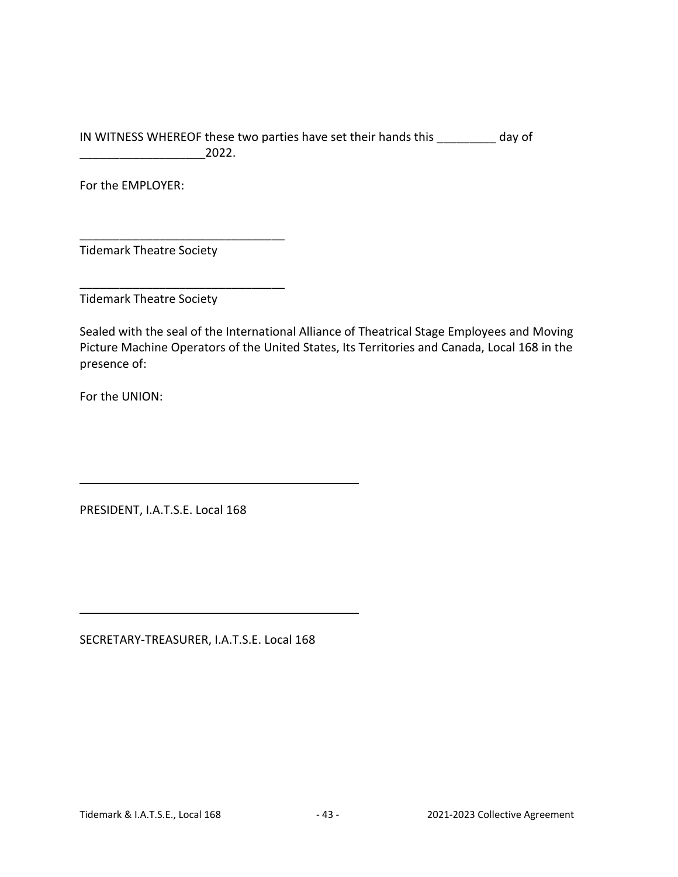IN WITNESS WHEREOF these two parties have set their hands this _________ day of ___________________2022.

For the EMPLOYER:

_______________________________
Tidemark Theatre Society

_______________________________
Tidemark Theatre Society

Sealed with the seal of the International Alliance of Theatrical Stage Employees and Moving Picture Machine Operators of the United States, Its Territories and Canada, Local 168 in the presence of:

For the UNION:

_______________________________________

PRESIDENT, I.A.T.S.E. Local 168

_______________________________________

SECRETARY-TREASURER, I.A.T.S.E. Local 168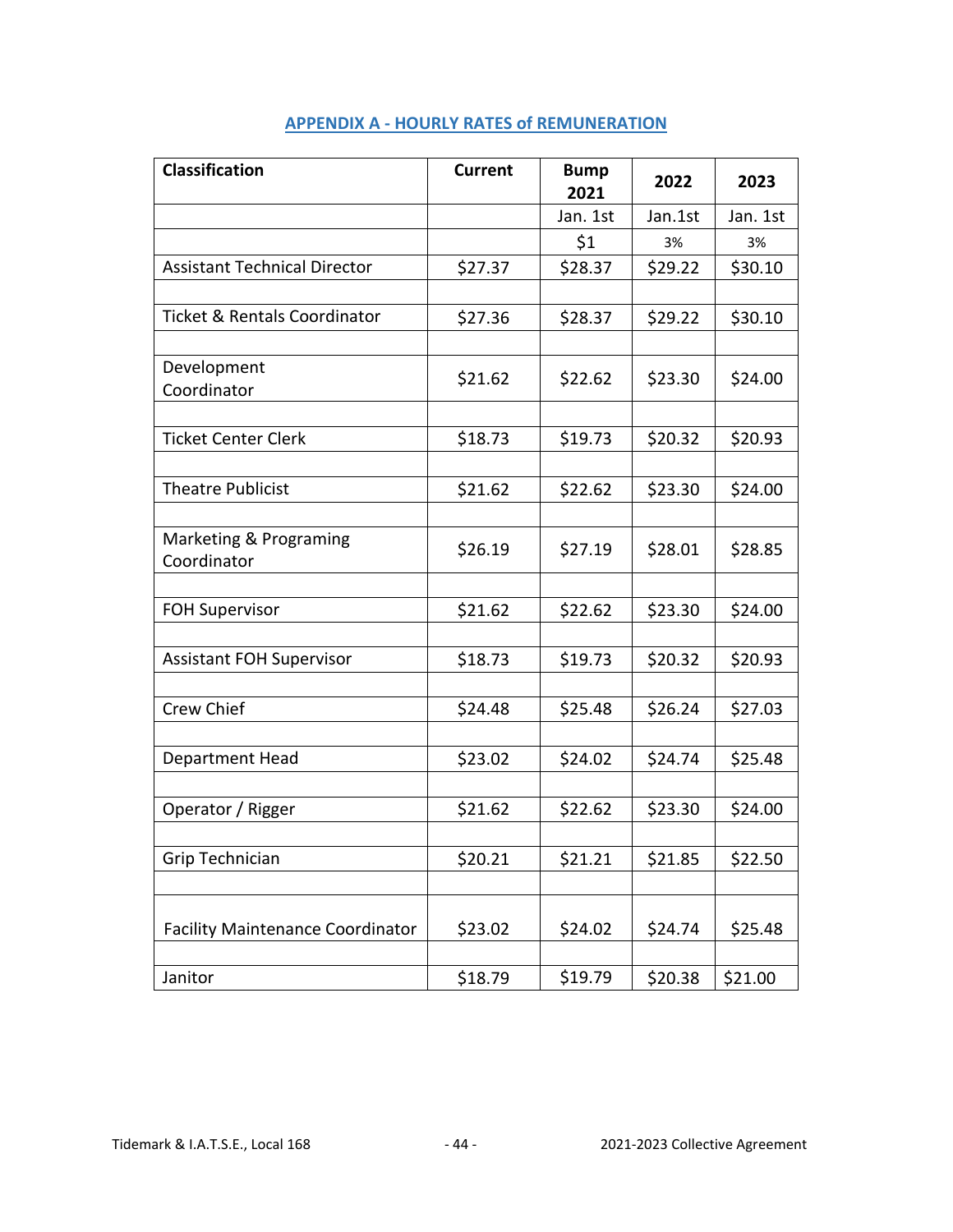## APPENDIX A - HOURLY RATES of REMUNERATION

| Classification | Current | Bump 2021 | 2022 | 2023 |
|---|---|---|---|---|
| | | Jan. 1st | Jan.1st | Jan. 1st |
| | | $1 | 3% | 3% |
| Assistant Technical Director | $27.37 | $28.37 | $29.22 | $30.10 |
| | | | | |
| Ticket & Rentals Coordinator | $27.36 | $28.37 | $29.22 | $30.10 |
| | | | | |
| Development Coordinator | $21.62 | $22.62 | $23.30 | $24.00 |
| | | | | |
| Ticket Center Clerk | $18.73 | $19.73 | $20.32 | $20.93 |
| | | | | |
| Theatre Publicist | $21.62 | $22.62 | $23.30 | $24.00 |
| | | | | |
| Marketing & Programing Coordinator | $26.19 | $27.19 | $28.01 | $28.85 |
| | | | | |
| FOH Supervisor | $21.62 | $22.62 | $23.30 | $24.00 |
| | | | | |
| Assistant FOH Supervisor | $18.73 | $19.73 | $20.32 | $20.93 |
| | | | | |
| Crew Chief | $24.48 | $25.48 | $26.24 | $27.03 |
| | | | | |
| Department Head | $23.02 | $24.02 | $24.74 | $25.48 |
| | | | | |
| Operator / Rigger | $21.62 | $22.62 | $23.30 | $24.00 |
| | | | | |
| Grip Technician | $20.21 | $21.21 | $21.85 | $22.50 |
| | | | | |
| Facility Maintenance Coordinator | $23.02 | $24.02 | $24.74 | $25.48 |
| | | | | |
| Janitor | $18.79 | $19.79 | $20.38 | $21.00 |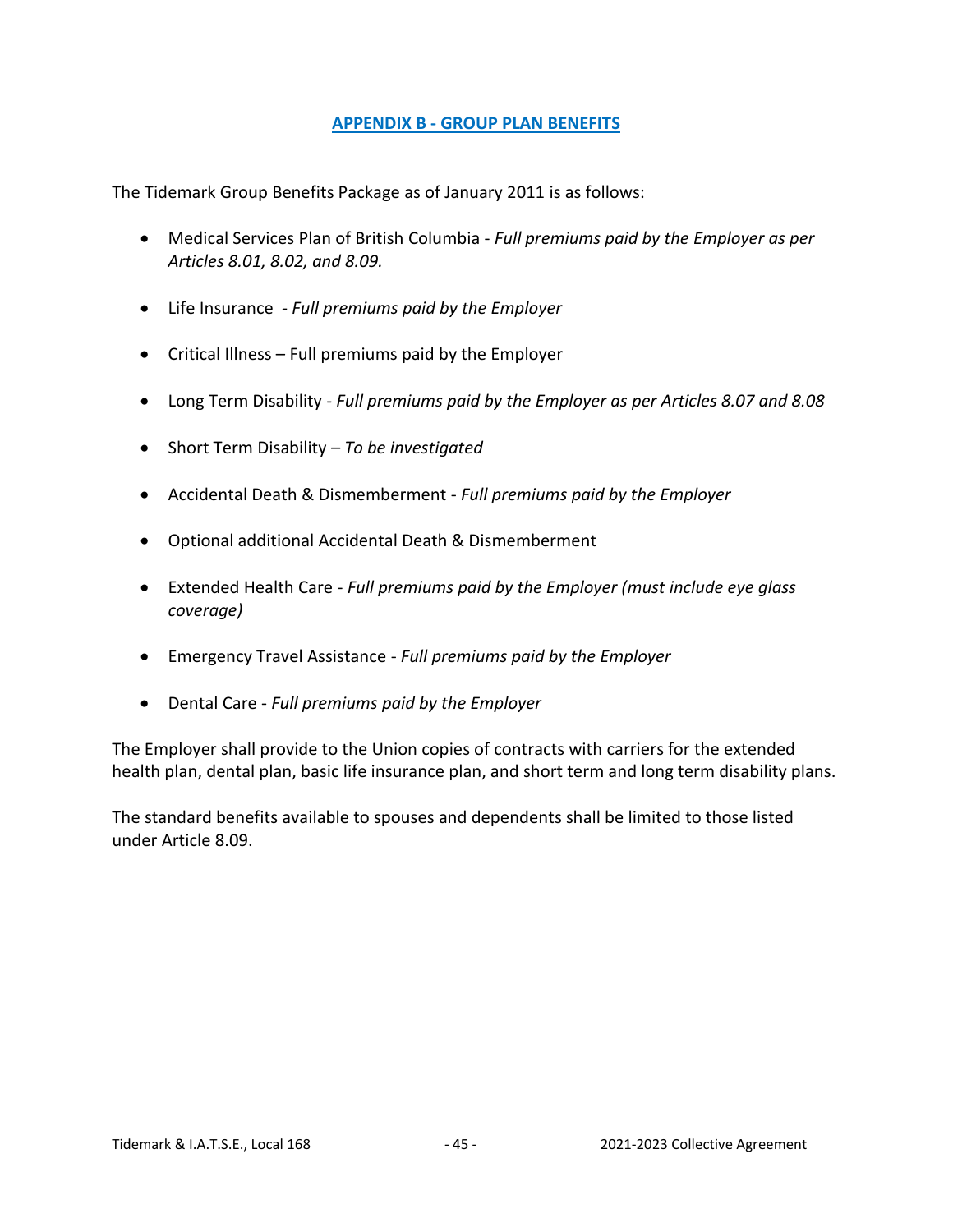## APPENDIX B - GROUP PLAN BENEFITS

The Tidemark Group Benefits Package as of January 2011 is as follows:

- Medical Services Plan of British Columbia - *Full premiums paid by the Employer as per Articles 8.01, 8.02, and 8.09.*
- Life Insurance - *Full premiums paid by the Employer*
- Critical Illness – Full premiums paid by the Employer
- Long Term Disability - *Full premiums paid by the Employer as per Articles 8.07 and 8.08*
- Short Term Disability – *To be investigated*
- Accidental Death & Dismemberment - *Full premiums paid by the Employer*
- Optional additional Accidental Death & Dismemberment
- Extended Health Care - *Full premiums paid by the Employer (must include eye glass coverage)*
- Emergency Travel Assistance - *Full premiums paid by the Employer*
- Dental Care - *Full premiums paid by the Employer*

The Employer shall provide to the Union copies of contracts with carriers for the extended health plan, dental plan, basic life insurance plan, and short term and long term disability plans.

The standard benefits available to spouses and dependents shall be limited to those listed under Article 8.09.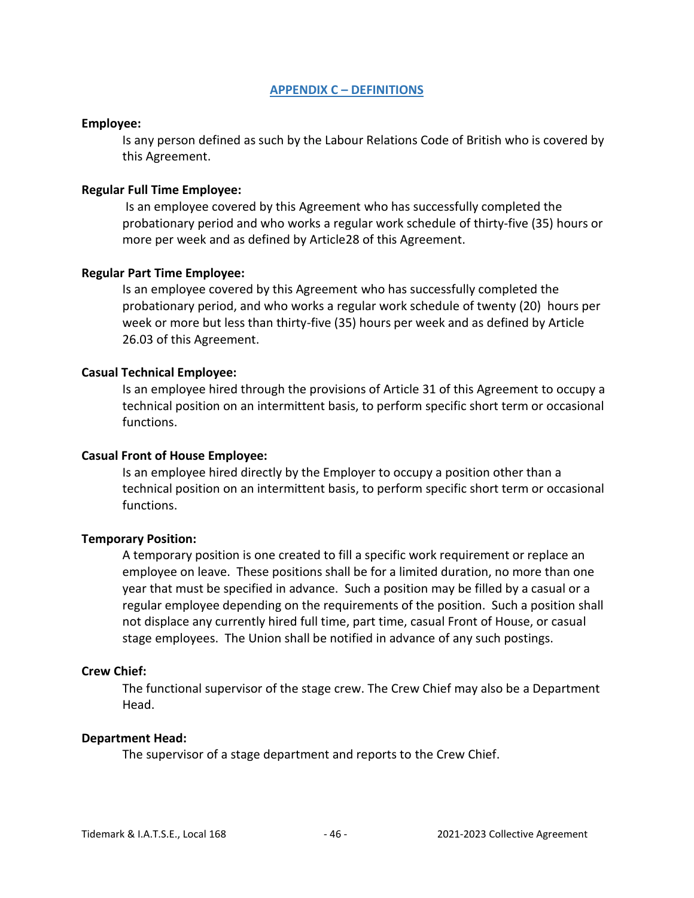## APPENDIX C – DEFINITIONS

**Employee:**

Is any person defined as such by the Labour Relations Code of British who is covered by this Agreement.

**Regular Full Time Employee:**

Is an employee covered by this Agreement who has successfully completed the probationary period and who works a regular work schedule of thirty-five (35) hours or more per week and as defined by Article28 of this Agreement.

**Regular Part Time Employee:**

Is an employee covered by this Agreement who has successfully completed the probationary period, and who works a regular work schedule of twenty (20) hours per week or more but less than thirty-five (35) hours per week and as defined by Article 26.03 of this Agreement.

**Casual Technical Employee:**

Is an employee hired through the provisions of Article 31 of this Agreement to occupy a technical position on an intermittent basis, to perform specific short term or occasional functions.

**Casual Front of House Employee:**

Is an employee hired directly by the Employer to occupy a position other than a technical position on an intermittent basis, to perform specific short term or occasional functions.

**Temporary Position:**

A temporary position is one created to fill a specific work requirement or replace an employee on leave. These positions shall be for a limited duration, no more than one year that must be specified in advance. Such a position may be filled by a casual or a regular employee depending on the requirements of the position. Such a position shall not displace any currently hired full time, part time, casual Front of House, or casual stage employees. The Union shall be notified in advance of any such postings.

**Crew Chief:**

The functional supervisor of the stage crew. The Crew Chief may also be a Department Head.

**Department Head:**

The supervisor of a stage department and reports to the Crew Chief.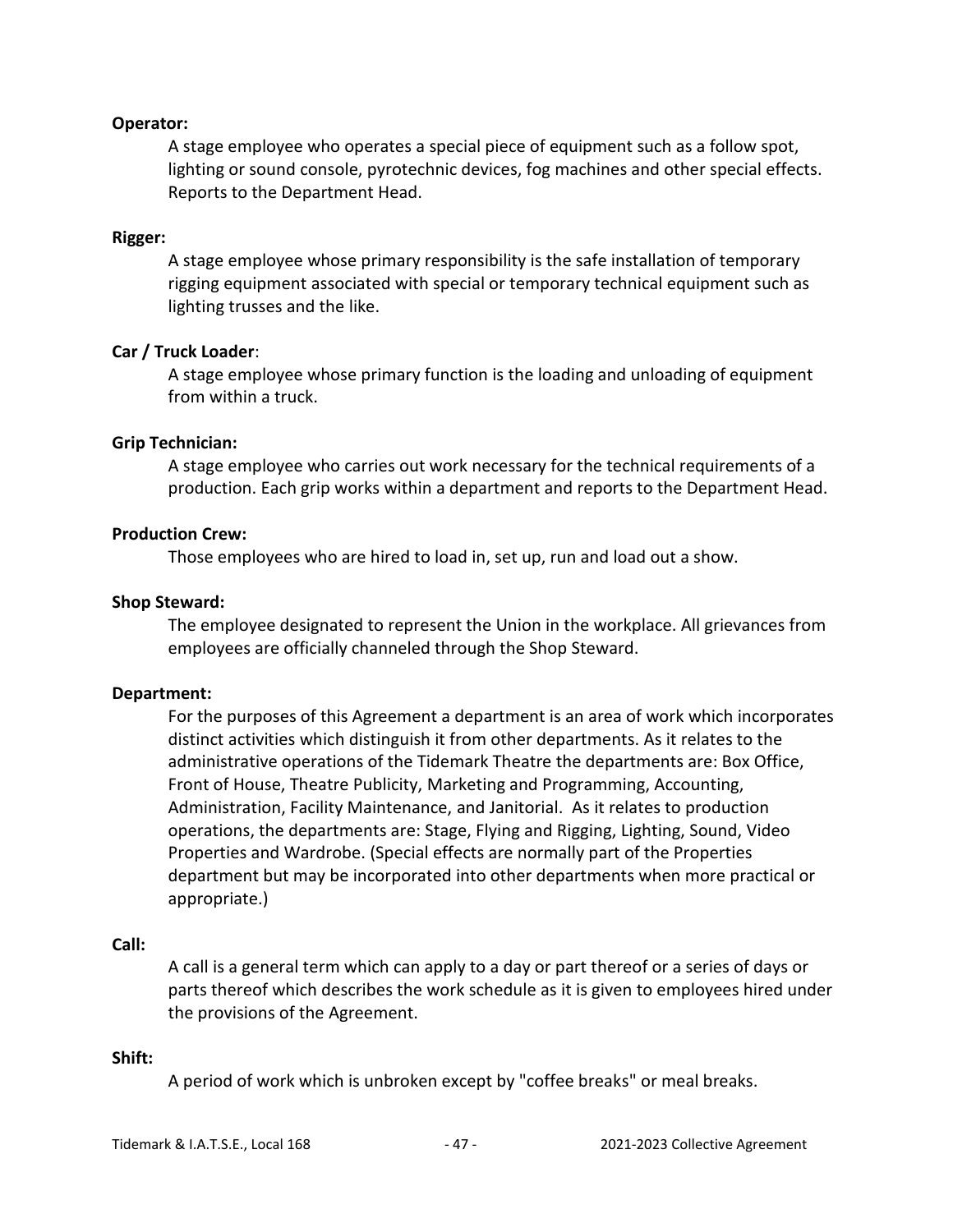**Operator:**

A stage employee who operates a special piece of equipment such as a follow spot, lighting or sound console, pyrotechnic devices, fog machines and other special effects. Reports to the Department Head.

**Rigger:**

A stage employee whose primary responsibility is the safe installation of temporary rigging equipment associated with special or temporary technical equipment such as lighting trusses and the like.

**Car / Truck Loader**:

A stage employee whose primary function is the loading and unloading of equipment from within a truck.

**Grip Technician:**

A stage employee who carries out work necessary for the technical requirements of a production. Each grip works within a department and reports to the Department Head.

**Production Crew:**

Those employees who are hired to load in, set up, run and load out a show.

**Shop Steward:**

The employee designated to represent the Union in the workplace. All grievances from employees are officially channeled through the Shop Steward.

**Department:**

For the purposes of this Agreement a department is an area of work which incorporates distinct activities which distinguish it from other departments. As it relates to the administrative operations of the Tidemark Theatre the departments are: Box Office, Front of House, Theatre Publicity, Marketing and Programming, Accounting, Administration, Facility Maintenance, and Janitorial. As it relates to production operations, the departments are: Stage, Flying and Rigging, Lighting, Sound, Video Properties and Wardrobe. (Special effects are normally part of the Properties department but may be incorporated into other departments when more practical or appropriate.)

**Call:**

A call is a general term which can apply to a day or part thereof or a series of days or parts thereof which describes the work schedule as it is given to employees hired under the provisions of the Agreement.

**Shift:**

A period of work which is unbroken except by "coffee breaks" or meal breaks.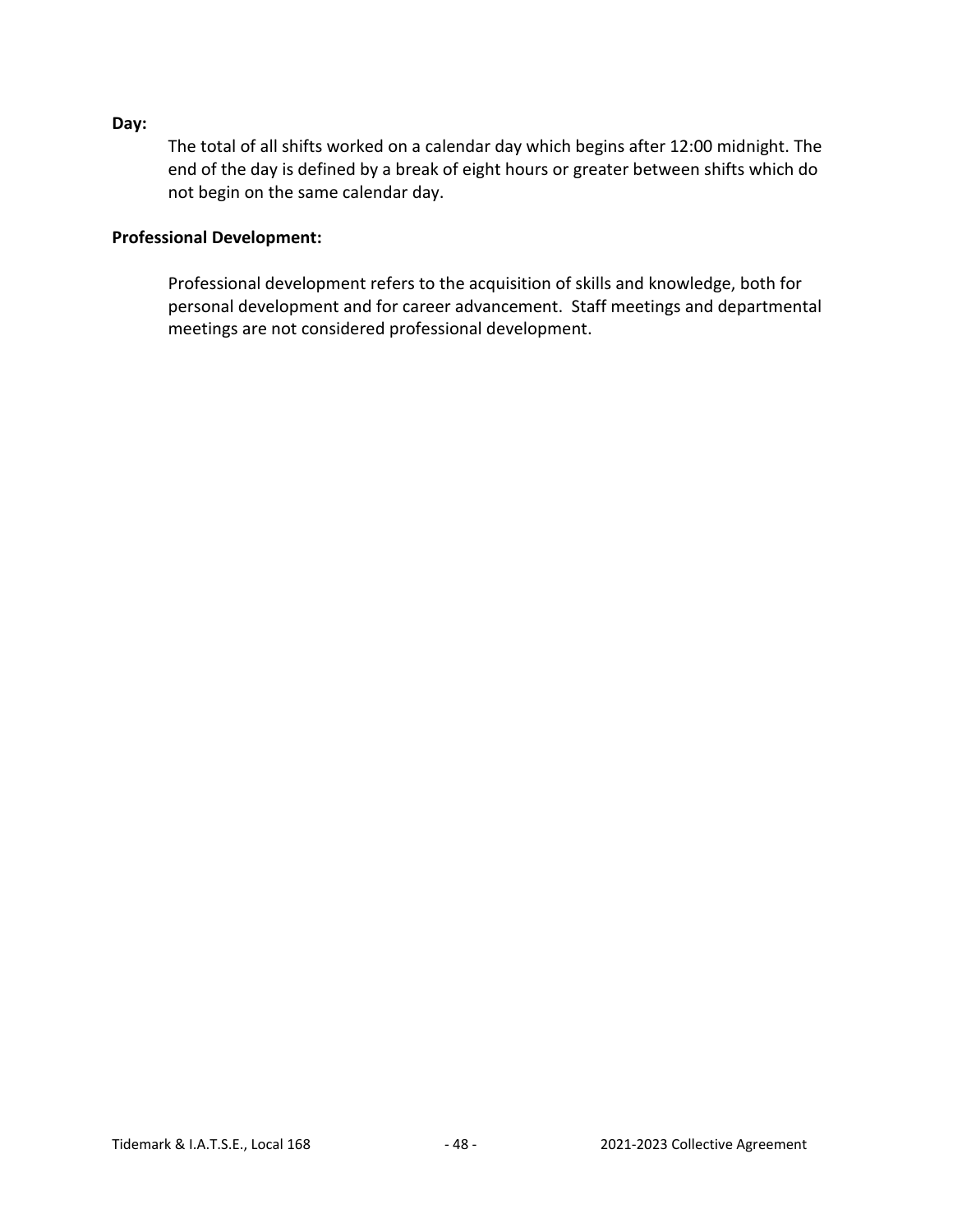**Day:**

The total of all shifts worked on a calendar day which begins after 12:00 midnight. The end of the day is defined by a break of eight hours or greater between shifts which do not begin on the same calendar day.

**Professional Development:**

Professional development refers to the acquisition of skills and knowledge, both for personal development and for career advancement. Staff meetings and departmental meetings are not considered professional development.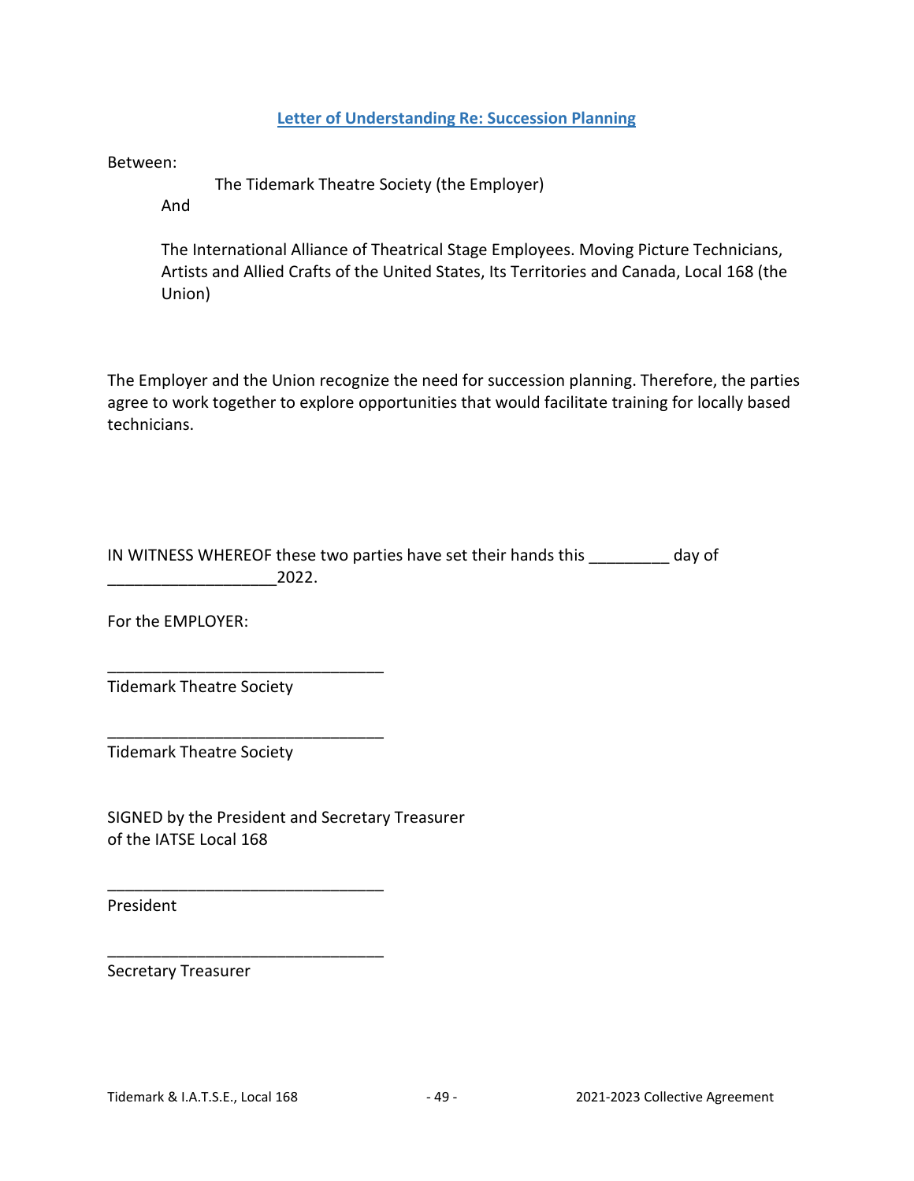## Letter of Understanding Re: Succession Planning

Between:

The Tidemark Theatre Society (the Employer)

And

The International Alliance of Theatrical Stage Employees. Moving Picture Technicians, Artists and Allied Crafts of the United States, Its Territories and Canada, Local 168 (the Union)

The Employer and the Union recognize the need for succession planning. Therefore, the parties agree to work together to explore opportunities that would facilitate training for locally based technicians.

IN WITNESS WHEREOF these two parties have set their hands this _________ day of ___________________2022.

For the EMPLOYER:

_______________________________
Tidemark Theatre Society

_______________________________
Tidemark Theatre Society

SIGNED by the President and Secretary Treasurer of the IATSE Local 168

_______________________________
President

_______________________________
Secretary Treasurer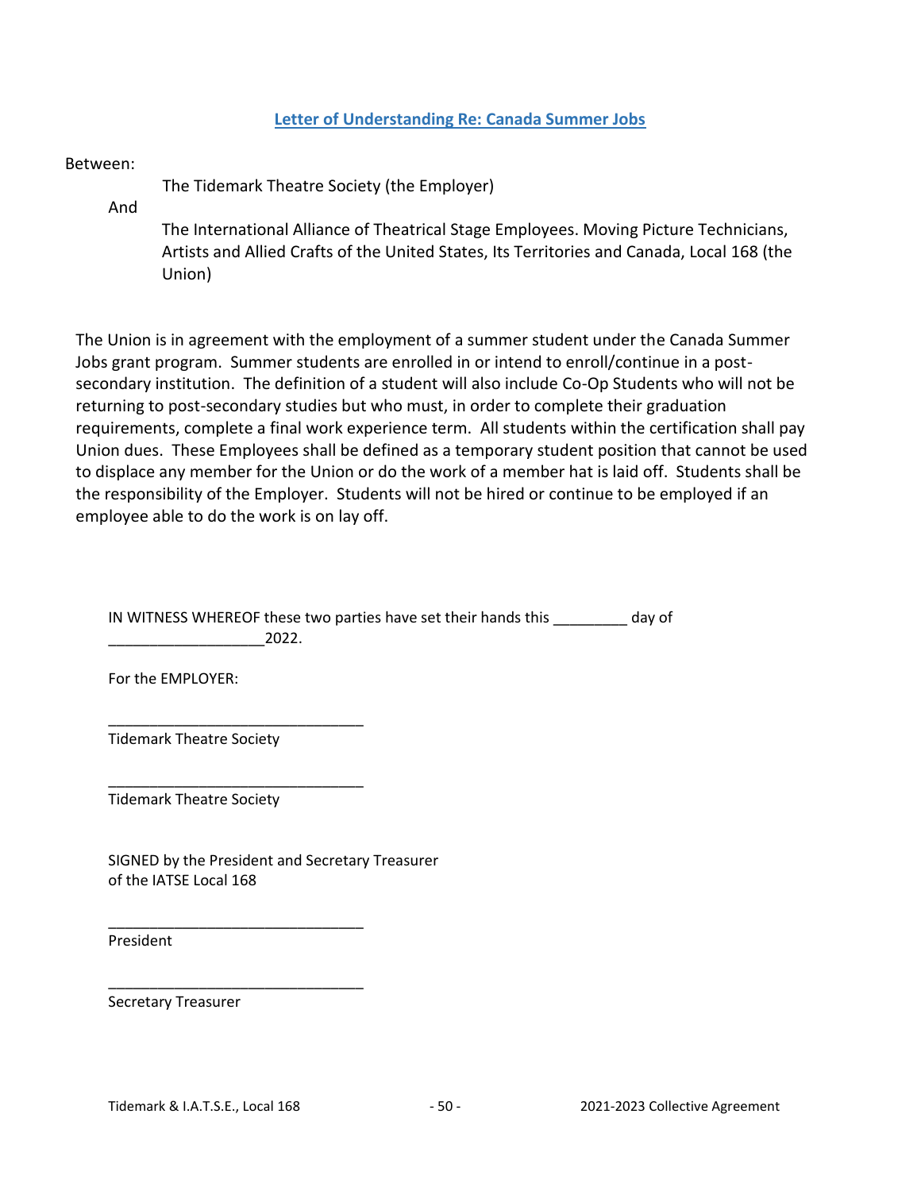## Letter of Understanding Re: Canada Summer Jobs

Between:

The Tidemark Theatre Society (the Employer)

And

The International Alliance of Theatrical Stage Employees. Moving Picture Technicians, Artists and Allied Crafts of the United States, Its Territories and Canada, Local 168 (the Union)

The Union is in agreement with the employment of a summer student under the Canada Summer Jobs grant program. Summer students are enrolled in or intend to enroll/continue in a post-secondary institution. The definition of a student will also include Co-Op Students who will not be returning to post-secondary studies but who must, in order to complete their graduation requirements, complete a final work experience term. All students within the certification shall pay Union dues. These Employees shall be defined as a temporary student position that cannot be used to displace any member for the Union or do the work of a member hat is laid off. Students shall be the responsibility of the Employer. Students will not be hired or continue to be employed if an employee able to do the work is on lay off.

IN WITNESS WHEREOF these two parties have set their hands this _________ day of ___________________2022.

For the EMPLOYER:

_______________________________
Tidemark Theatre Society

_______________________________
Tidemark Theatre Society

SIGNED by the President and Secretary Treasurer of the IATSE Local 168

_______________________________
President

_______________________________
Secretary Treasurer